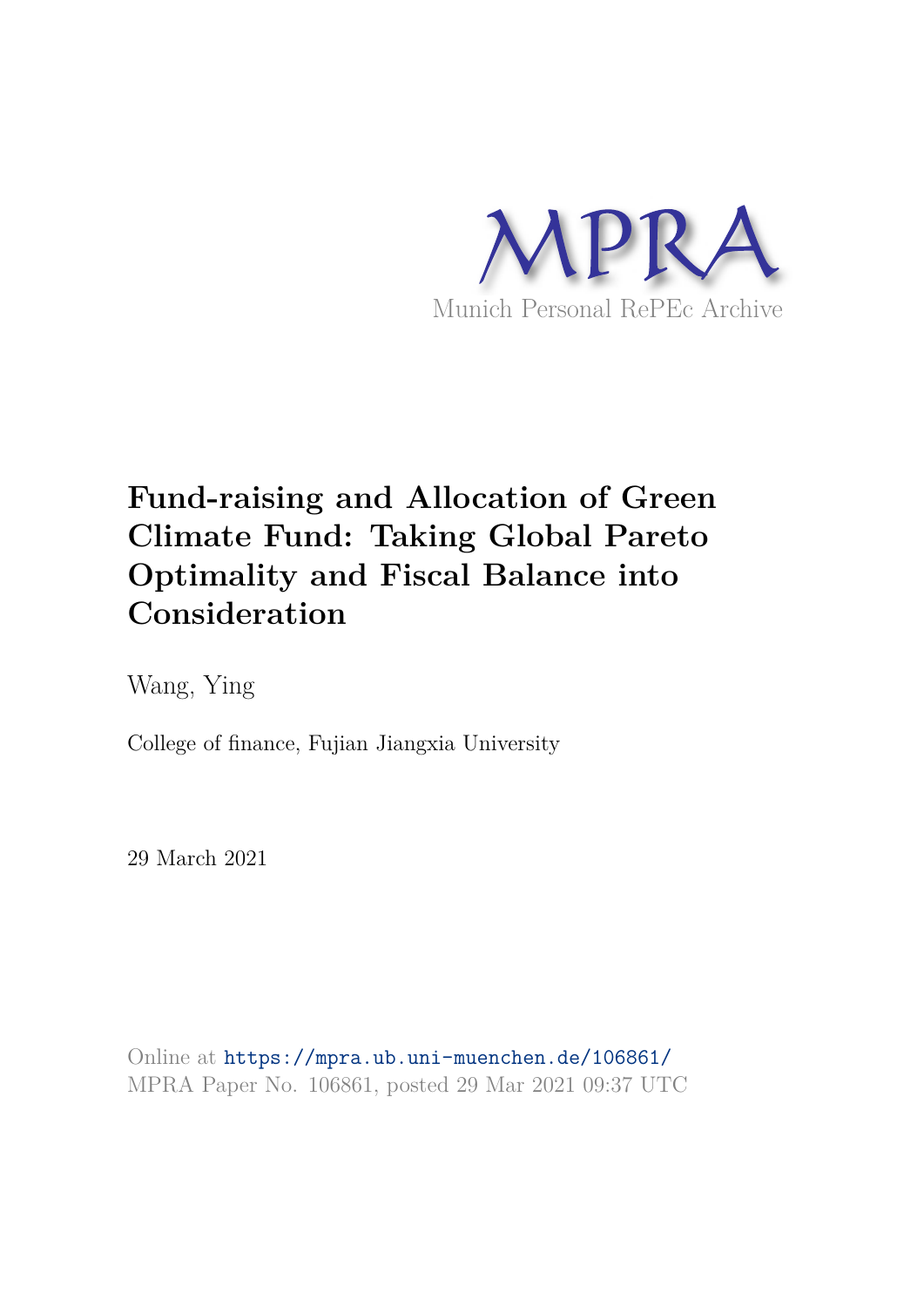MPRA

Munich Personal RePEc Archive

# Fund-raising and Allocation of Green Climate Fund: Taking Global Pareto Optimality and Fiscal Balance into Consideration

Wang, Ying

College of finance, Fujian Jiangxia University

29 March 2021

Online at https://mpra.ub.uni-muenchen.de/106861/
MPRA Paper No. 106861, posted 29 Mar 2021 09:37 UTC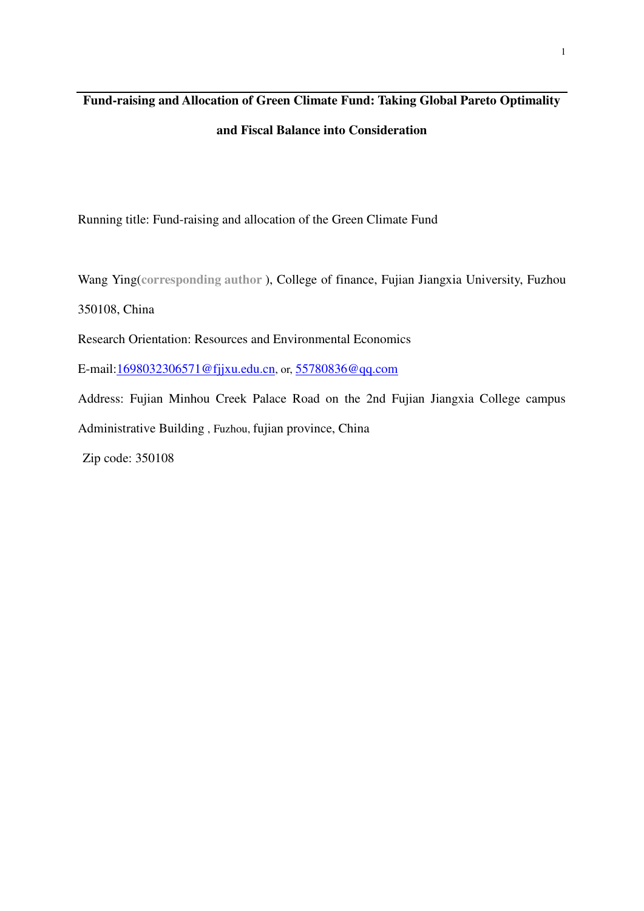# Fund-raising and Allocation of Green Climate Fund: Taking Global Pareto Optimality and Fiscal Balance into Consideration

Running title: Fund-raising and allocation of the Green Climate Fund

Wang Ying(**corresponding author** ), College of finance, Fujian Jiangxia University, Fuzhou 350108, China

Research Orientation: Resources and Environmental Economics

E-mail:1698032306571@fjjxu.edu.cn, or, 55780836@qq.com

Address: Fujian Minhou Creek Palace Road on the 2nd Fujian Jiangxia College campus Administrative Building , Fuzhou, fujian province, China

Zip code: 350108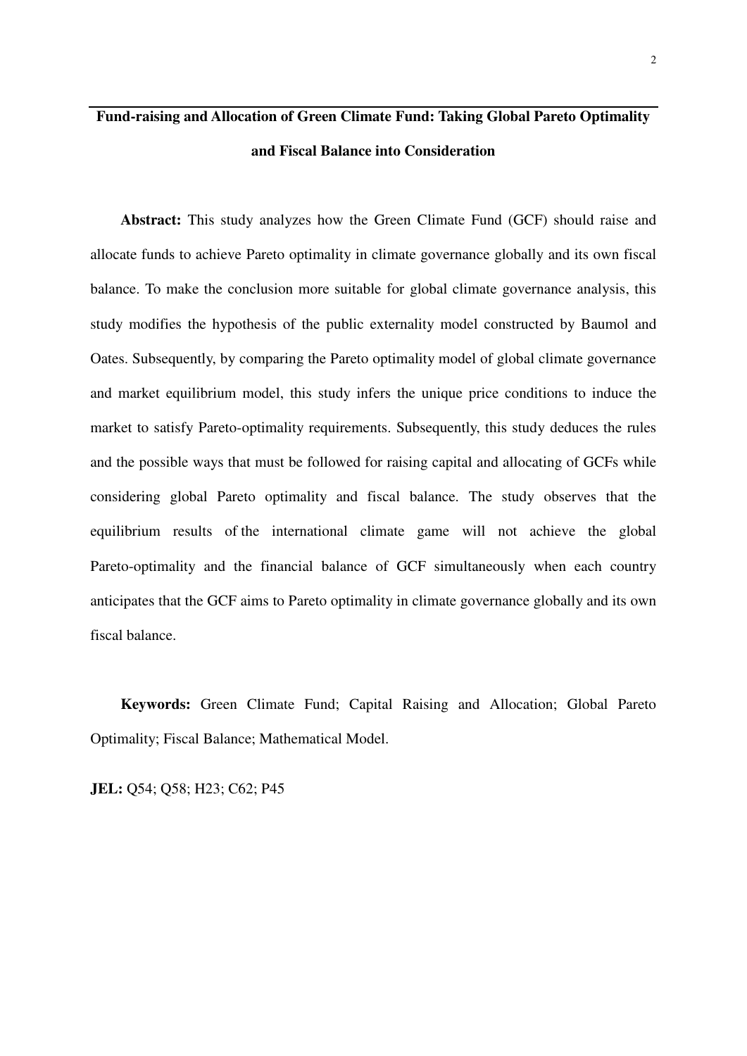# Fund-raising and Allocation of Green Climate Fund: Taking Global Pareto Optimality and Fiscal Balance into Consideration

**Abstract:** This study analyzes how the Green Climate Fund (GCF) should raise and allocate funds to achieve Pareto optimality in climate governance globally and its own fiscal balance. To make the conclusion more suitable for global climate governance analysis, this study modifies the hypothesis of the public externality model constructed by Baumol and Oates. Subsequently, by comparing the Pareto optimality model of global climate governance and market equilibrium model, this study infers the unique price conditions to induce the market to satisfy Pareto-optimality requirements. Subsequently, this study deduces the rules and the possible ways that must be followed for raising capital and allocating of GCFs while considering global Pareto optimality and fiscal balance. The study observes that the equilibrium results of the international climate game will not achieve the global Pareto-optimality and the financial balance of GCF simultaneously when each country anticipates that the GCF aims to Pareto optimality in climate governance globally and its own fiscal balance.

**Keywords:** Green Climate Fund; Capital Raising and Allocation; Global Pareto Optimality; Fiscal Balance; Mathematical Model.

**JEL:** Q54; Q58; H23; C62; P45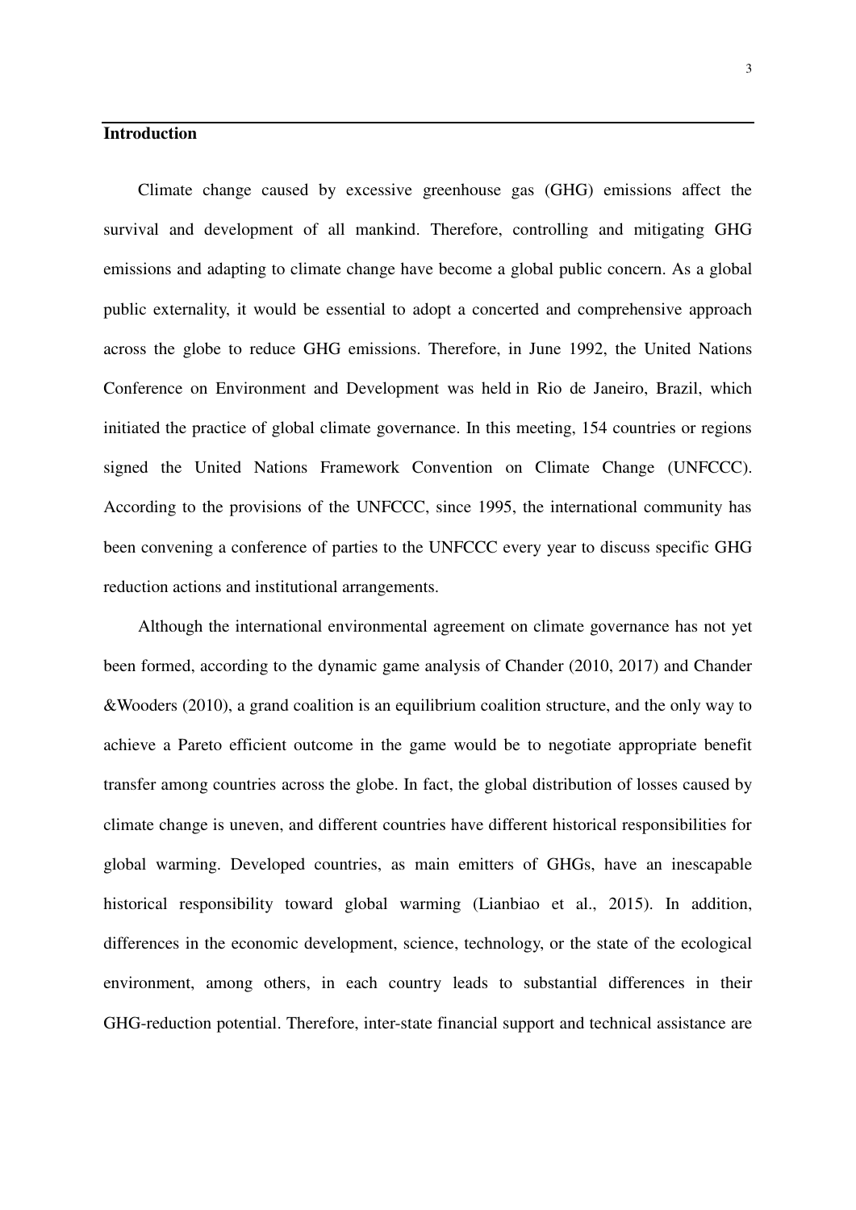## Introduction

Climate change caused by excessive greenhouse gas (GHG) emissions affect the survival and development of all mankind. Therefore, controlling and mitigating GHG emissions and adapting to climate change have become a global public concern. As a global public externality, it would be essential to adopt a concerted and comprehensive approach across the globe to reduce GHG emissions. Therefore, in June 1992, the United Nations Conference on Environment and Development was held in Rio de Janeiro, Brazil, which initiated the practice of global climate governance. In this meeting, 154 countries or regions signed the United Nations Framework Convention on Climate Change (UNFCCC). According to the provisions of the UNFCCC, since 1995, the international community has been convening a conference of parties to the UNFCCC every year to discuss specific GHG reduction actions and institutional arrangements.

Although the international environmental agreement on climate governance has not yet been formed, according to the dynamic game analysis of Chander (2010, 2017) and Chander &Wooders (2010), a grand coalition is an equilibrium coalition structure, and the only way to achieve a Pareto efficient outcome in the game would be to negotiate appropriate benefit transfer among countries across the globe. In fact, the global distribution of losses caused by climate change is uneven, and different countries have different historical responsibilities for global warming. Developed countries, as main emitters of GHGs, have an inescapable historical responsibility toward global warming (Lianbiao et al., 2015). In addition, differences in the economic development, science, technology, or the state of the ecological environment, among others, in each country leads to substantial differences in their GHG-reduction potential. Therefore, inter-state financial support and technical assistance are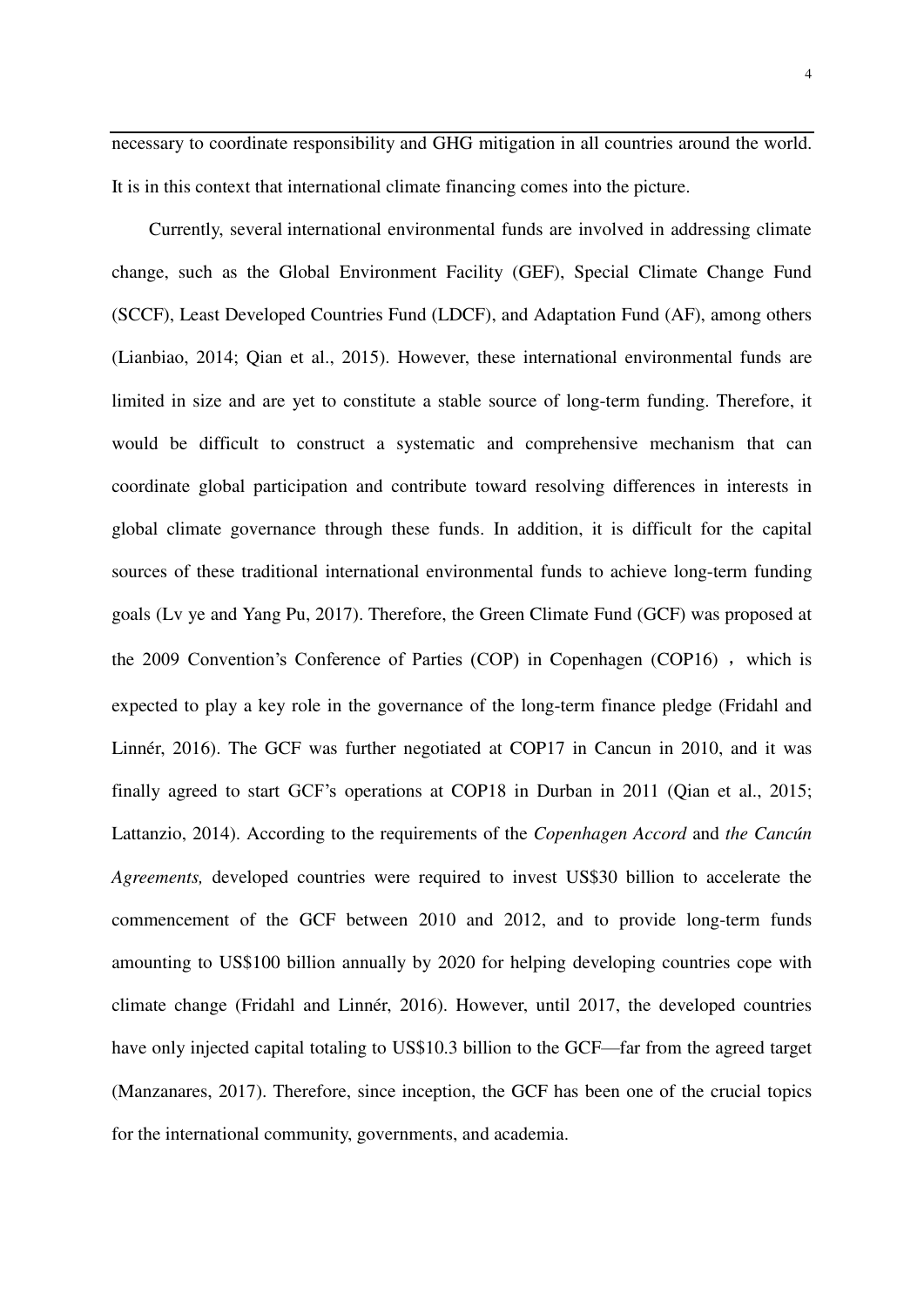necessary to coordinate responsibility and GHG mitigation in all countries around the world. It is in this context that international climate financing comes into the picture.

Currently, several international environmental funds are involved in addressing climate change, such as the Global Environment Facility (GEF), Special Climate Change Fund (SCCF), Least Developed Countries Fund (LDCF), and Adaptation Fund (AF), among others (Lianbiao, 2014; Qian et al., 2015). However, these international environmental funds are limited in size and are yet to constitute a stable source of long-term funding. Therefore, it would be difficult to construct a systematic and comprehensive mechanism that can coordinate global participation and contribute toward resolving differences in interests in global climate governance through these funds. In addition, it is difficult for the capital sources of these traditional international environmental funds to achieve long-term funding goals (Lv ye and Yang Pu, 2017). Therefore, the Green Climate Fund (GCF) was proposed at the 2009 Convention's Conference of Parties (COP) in Copenhagen (COP16)， which is expected to play a key role in the governance of the long-term finance pledge (Fridahl and Linnér, 2016). The GCF was further negotiated at COP17 in Cancun in 2010, and it was finally agreed to start GCF's operations at COP18 in Durban in 2011 (Qian et al., 2015; Lattanzio, 2014). According to the requirements of the *Copenhagen Accord* and *the Cancún Agreements,* developed countries were required to invest US$30 billion to accelerate the commencement of the GCF between 2010 and 2012, and to provide long-term funds amounting to US$100 billion annually by 2020 for helping developing countries cope with climate change (Fridahl and Linnér, 2016). However, until 2017, the developed countries have only injected capital totaling to US$10.3 billion to the GCF—far from the agreed target (Manzanares, 2017). Therefore, since inception, the GCF has been one of the crucial topics for the international community, governments, and academia.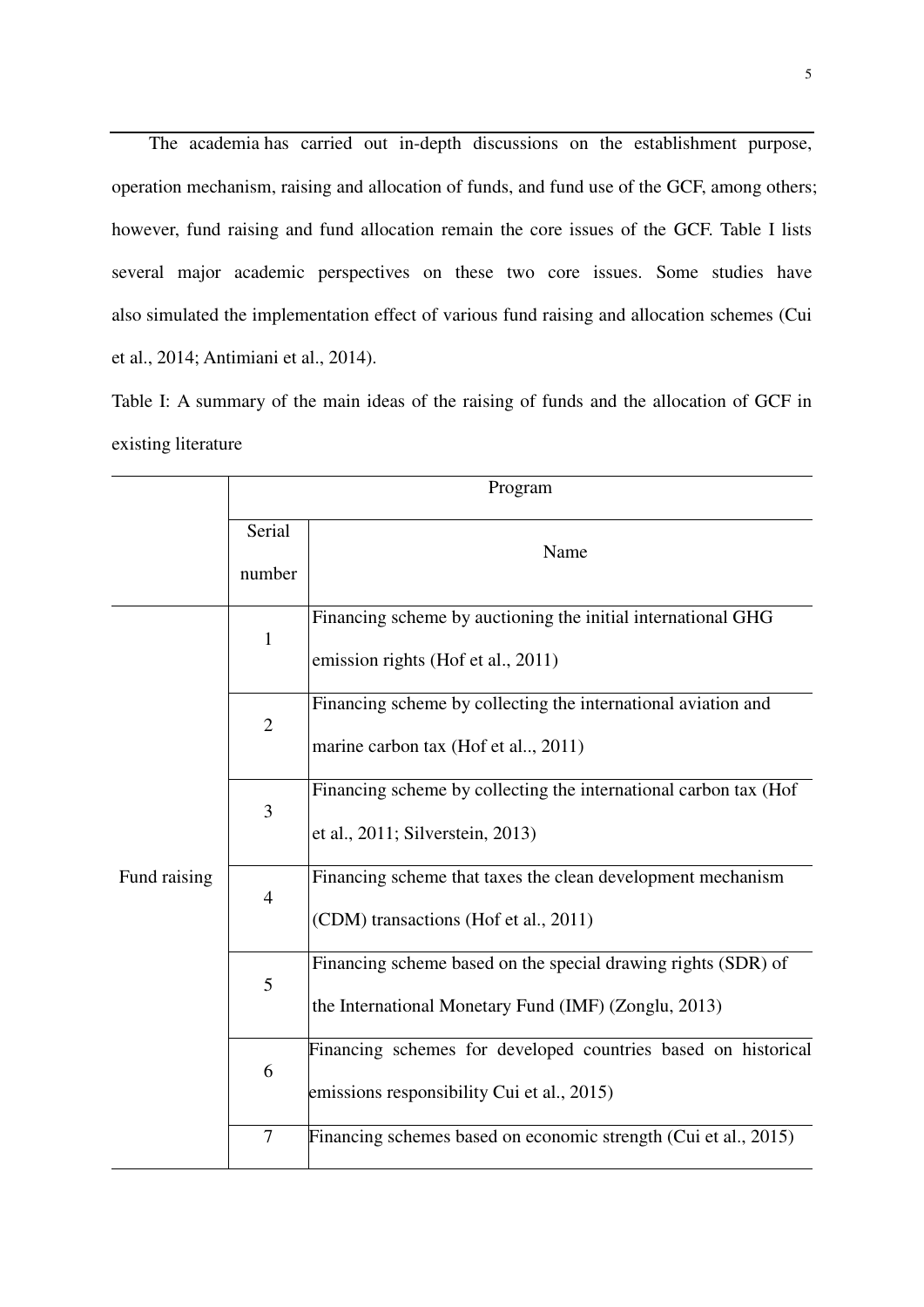The academia has carried out in-depth discussions on the establishment purpose, operation mechanism, raising and allocation of funds, and fund use of the GCF, among others; however, fund raising and fund allocation remain the core issues of the GCF. Table I lists several major academic perspectives on these two core issues. Some studies have also simulated the implementation effect of various fund raising and allocation schemes (Cui et al., 2014; Antimiani et al., 2014).

Table I: A summary of the main ideas of the raising of funds and the allocation of GCF in existing literature

| | Program | |
|---|---|---|
| | Serial number | Name |
| Fund raising | 1 | Financing scheme by auctioning the initial international GHG emission rights (Hof et al., 2011) |
| | 2 | Financing scheme by collecting the international aviation and marine carbon tax (Hof et al.., 2011) |
| | 3 | Financing scheme by collecting the international carbon tax (Hof et al., 2011; Silverstein, 2013) |
| | 4 | Financing scheme that taxes the clean development mechanism (CDM) transactions (Hof et al., 2011) |
| | 5 | Financing scheme based on the special drawing rights (SDR) of the International Monetary Fund (IMF) (Zonglu, 2013) |
| | 6 | Financing schemes for developed countries based on historical emissions responsibility Cui et al., 2015) |
| | 7 | Financing schemes based on economic strength (Cui et al., 2015) |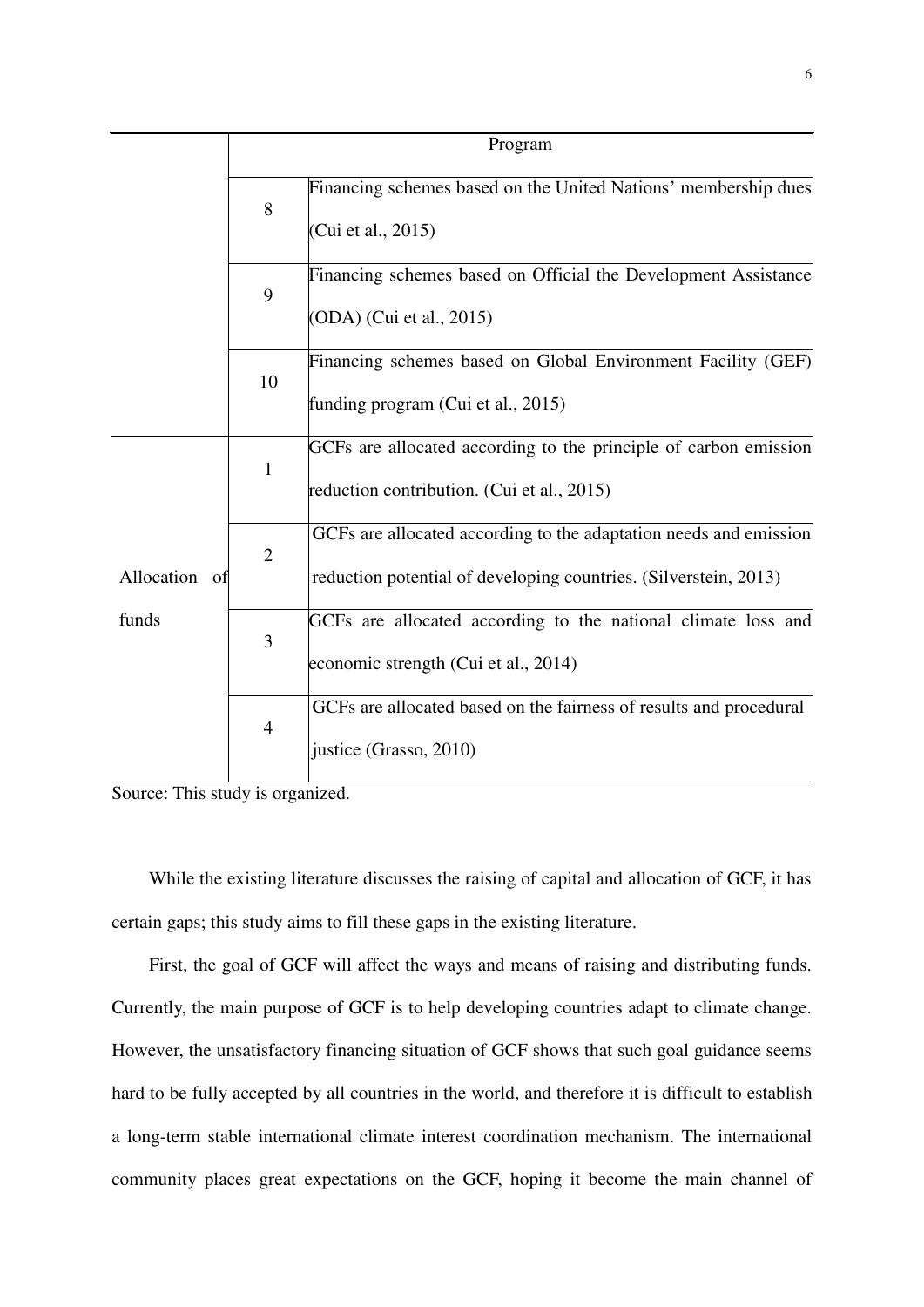| | | Program |
|---|---|---|
| | 8 | Financing schemes based on the United Nations' membership dues (Cui et al., 2015) |
| | 9 | Financing schemes based on Official the Development Assistance (ODA) (Cui et al., 2015) |
| | 10 | Financing schemes based on Global Environment Facility (GEF) funding program (Cui et al., 2015) |
| Allocation of funds | 1 | GCFs are allocated according to the principle of carbon emission reduction contribution. (Cui et al., 2015) |
| | 2 | GCFs are allocated according to the adaptation needs and emission reduction potential of developing countries. (Silverstein, 2013) |
| | 3 | GCFs are allocated according to the national climate loss and economic strength (Cui et al., 2014) |
| | 4 | GCFs are allocated based on the fairness of results and procedural justice (Grasso, 2010) |

Source: This study is organized.

While the existing literature discusses the raising of capital and allocation of GCF, it has certain gaps; this study aims to fill these gaps in the existing literature.

First, the goal of GCF will affect the ways and means of raising and distributing funds. Currently, the main purpose of GCF is to help developing countries adapt to climate change. However, the unsatisfactory financing situation of GCF shows that such goal guidance seems hard to be fully accepted by all countries in the world, and therefore it is difficult to establish a long-term stable international climate interest coordination mechanism. The international community places great expectations on the GCF, hoping it become the main channel of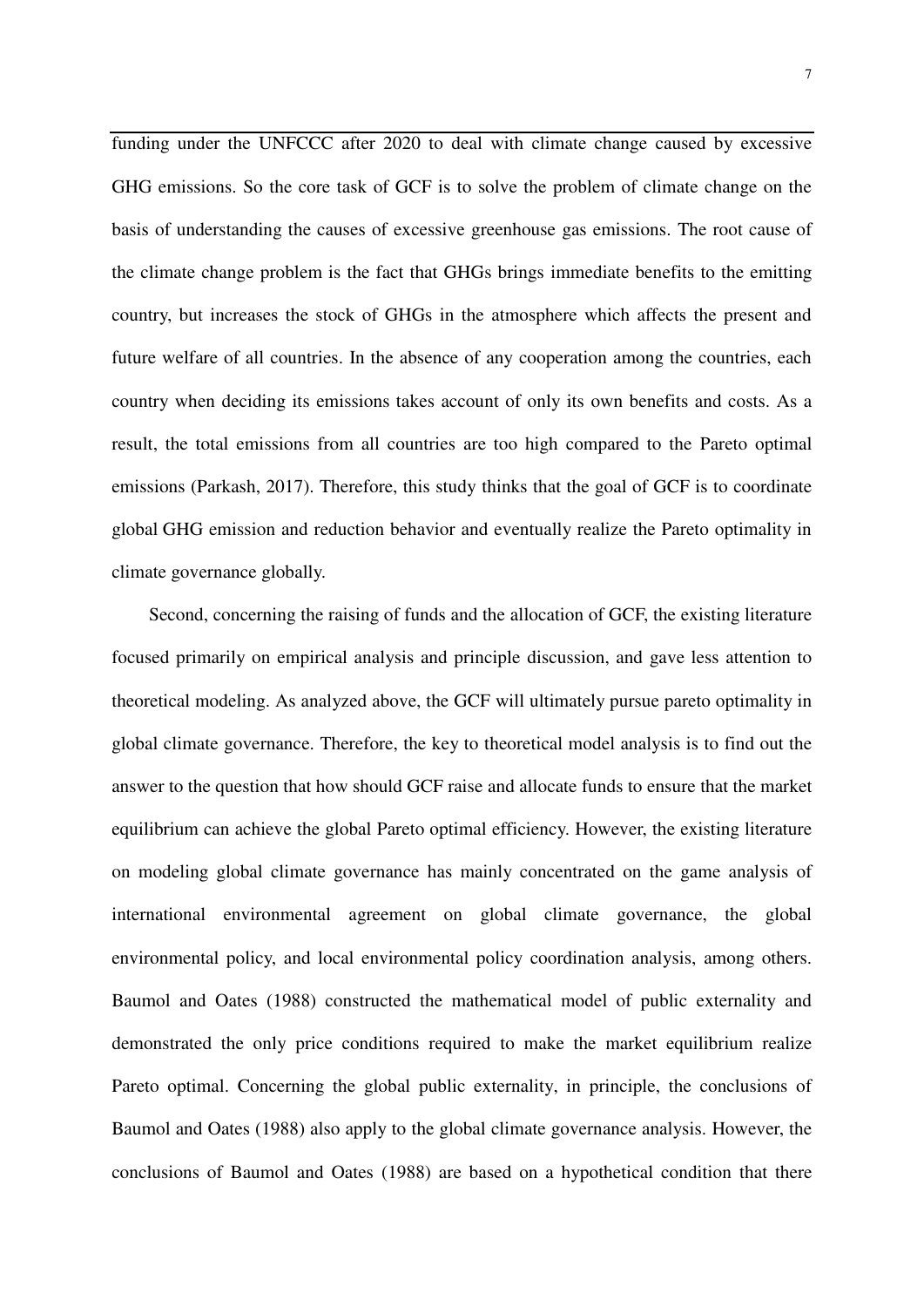funding under the UNFCCC after 2020 to deal with climate change caused by excessive GHG emissions. So the core task of GCF is to solve the problem of climate change on the basis of understanding the causes of excessive greenhouse gas emissions. The root cause of the climate change problem is the fact that GHGs brings immediate benefits to the emitting country, but increases the stock of GHGs in the atmosphere which affects the present and future welfare of all countries. In the absence of any cooperation among the countries, each country when deciding its emissions takes account of only its own benefits and costs. As a result, the total emissions from all countries are too high compared to the Pareto optimal emissions (Parkash, 2017). Therefore, this study thinks that the goal of GCF is to coordinate global GHG emission and reduction behavior and eventually realize the Pareto optimality in climate governance globally.

Second, concerning the raising of funds and the allocation of GCF, the existing literature focused primarily on empirical analysis and principle discussion, and gave less attention to theoretical modeling. As analyzed above, the GCF will ultimately pursue pareto optimality in global climate governance. Therefore, the key to theoretical model analysis is to find out the answer to the question that how should GCF raise and allocate funds to ensure that the market equilibrium can achieve the global Pareto optimal efficiency. However, the existing literature on modeling global climate governance has mainly concentrated on the game analysis of international environmental agreement on global climate governance, the global environmental policy, and local environmental policy coordination analysis, among others. Baumol and Oates (1988) constructed the mathematical model of public externality and demonstrated the only price conditions required to make the market equilibrium realize Pareto optimal. Concerning the global public externality, in principle, the conclusions of Baumol and Oates (1988) also apply to the global climate governance analysis. However, the conclusions of Baumol and Oates (1988) are based on a hypothetical condition that there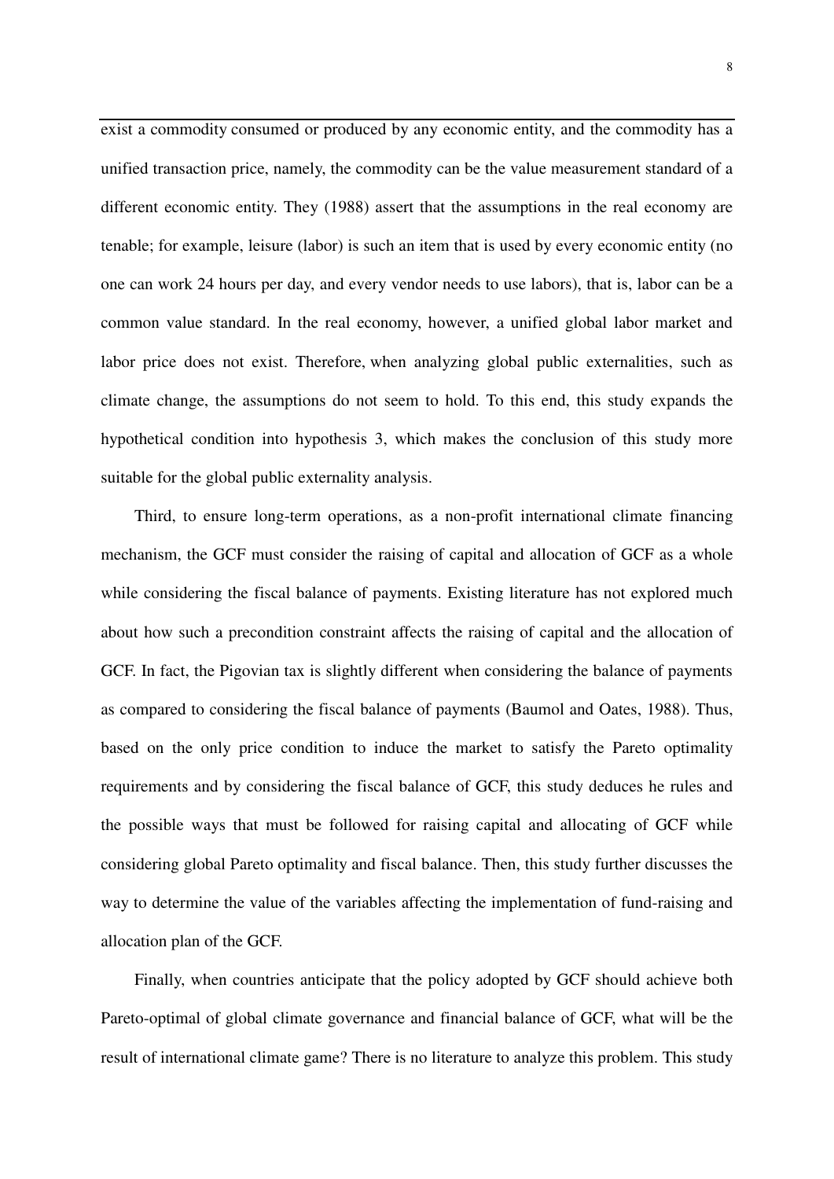exist a commodity consumed or produced by any economic entity, and the commodity has a unified transaction price, namely, the commodity can be the value measurement standard of a different economic entity. They (1988) assert that the assumptions in the real economy are tenable; for example, leisure (labor) is such an item that is used by every economic entity (no one can work 24 hours per day, and every vendor needs to use labors), that is, labor can be a common value standard. In the real economy, however, a unified global labor market and labor price does not exist. Therefore, when analyzing global public externalities, such as climate change, the assumptions do not seem to hold. To this end, this study expands the hypothetical condition into hypothesis 3, which makes the conclusion of this study more suitable for the global public externality analysis.

Third, to ensure long-term operations, as a non-profit international climate financing mechanism, the GCF must consider the raising of capital and allocation of GCF as a whole while considering the fiscal balance of payments. Existing literature has not explored much about how such a precondition constraint affects the raising of capital and the allocation of GCF. In fact, the Pigovian tax is slightly different when considering the balance of payments as compared to considering the fiscal balance of payments (Baumol and Oates, 1988). Thus, based on the only price condition to induce the market to satisfy the Pareto optimality requirements and by considering the fiscal balance of GCF, this study deduces he rules and the possible ways that must be followed for raising capital and allocating of GCF while considering global Pareto optimality and fiscal balance. Then, this study further discusses the way to determine the value of the variables affecting the implementation of fund-raising and allocation plan of the GCF.

Finally, when countries anticipate that the policy adopted by GCF should achieve both Pareto-optimal of global climate governance and financial balance of GCF, what will be the result of international climate game? There is no literature to analyze this problem. This study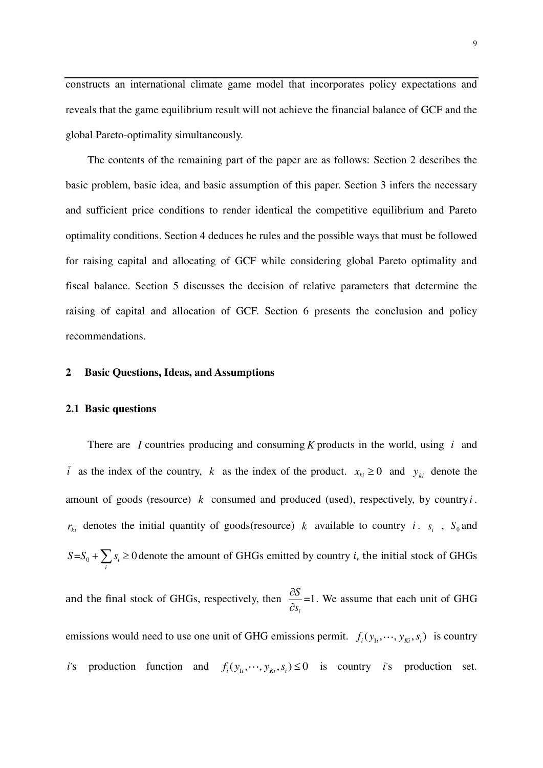constructs an international climate game model that incorporates policy expectations and reveals that the game equilibrium result will not achieve the financial balance of GCF and the global Pareto-optimality simultaneously.

The contents of the remaining part of the paper are as follows: Section 2 describes the basic problem, basic idea, and basic assumption of this paper. Section 3 infers the necessary and sufficient price conditions to render identical the competitive equilibrium and Pareto optimality conditions. Section 4 deduces he rules and the possible ways that must be followed for raising capital and allocating of GCF while considering global Pareto optimality and fiscal balance. Section 5 discusses the decision of relative parameters that determine the raising of capital and allocation of GCF. Section 6 presents the conclusion and policy recommendations.

## 2 Basic Questions, Ideas, and Assumptions

### 2.1 Basic questions

There are $I$ countries producing and consuming $K$ products in the world, using $i$ and $\bar{i}$ as the index of the country, $k$ as the index of the product. $x_{ki} \geq 0$ and $y_{ki}$ denote the amount of goods (resource) $k$ consumed and produced (used), respectively, by country $i$. $r_{ki}$ denotes the initial quantity of goods(resource) $k$ available to country $i$. $s_i$ , $S_0$ and $S = S_0 + \sum_i s_i \geq 0$ denote the amount of GHGs emitted by country $i$, the initial stock of GHGs and the final stock of GHGs, respectively, then $\frac{\partial S}{\partial s_i} = 1$. We assume that each unit of GHG emissions would need to use one unit of GHG emissions permit. $f_i(y_{1i}, \cdots, y_{Ki}, s_i)$ is country $i$'s production function and $f_i(y_{1i}, \cdots, y_{Ki}, s_i) \leq 0$ is country $i$'s production set.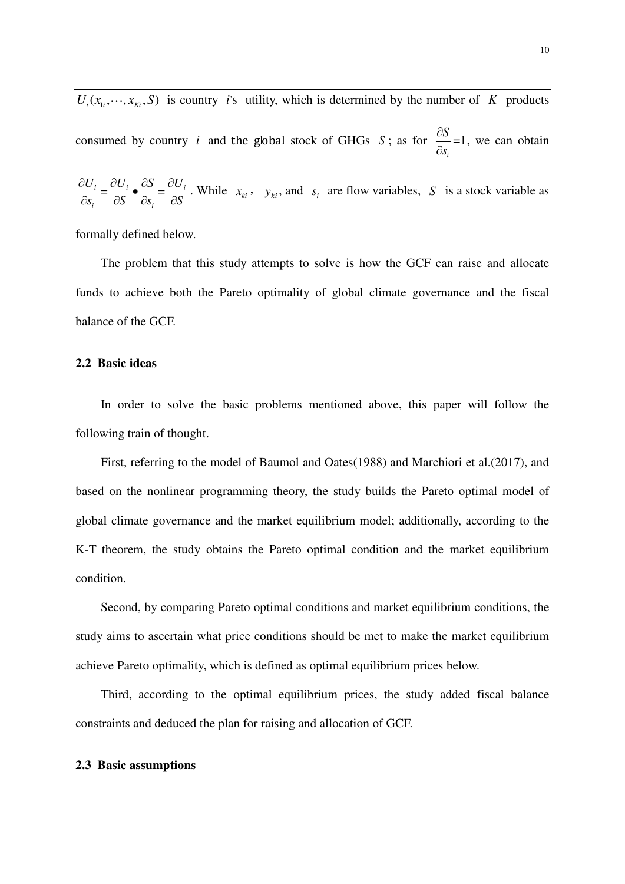$U_i(x_{1i},\cdots,x_{Ki},S)$ is country $i$'s utility, which is determined by the number of $K$ products consumed by country $i$ and the global stock of GHGs $S$; as for $\frac{\partial S}{\partial s_i}$=1, we can obtain $\frac{\partial U_i}{\partial s_i}=\frac{\partial U_i}{\partial S}\bullet\frac{\partial S}{\partial s_i}=\frac{\partial U_i}{\partial S}$. While $x_{ki}$, $y_{ki}$, and $s_i$ are flow variables, $S$ is a stock variable as formally defined below.

The problem that this study attempts to solve is how the GCF can raise and allocate funds to achieve both the Pareto optimality of global climate governance and the fiscal balance of the GCF.

### 2.2 Basic ideas

In order to solve the basic problems mentioned above, this paper will follow the following train of thought.

First, referring to the model of Baumol and Oates(1988) and Marchiori et al.(2017), and based on the nonlinear programming theory, the study builds the Pareto optimal model of global climate governance and the market equilibrium model; additionally, according to the K-T theorem, the study obtains the Pareto optimal condition and the market equilibrium condition.

Second, by comparing Pareto optimal conditions and market equilibrium conditions, the study aims to ascertain what price conditions should be met to make the market equilibrium achieve Pareto optimality, which is defined as optimal equilibrium prices below.

Third, according to the optimal equilibrium prices, the study added fiscal balance constraints and deduced the plan for raising and allocation of GCF.

### 2.3 Basic assumptions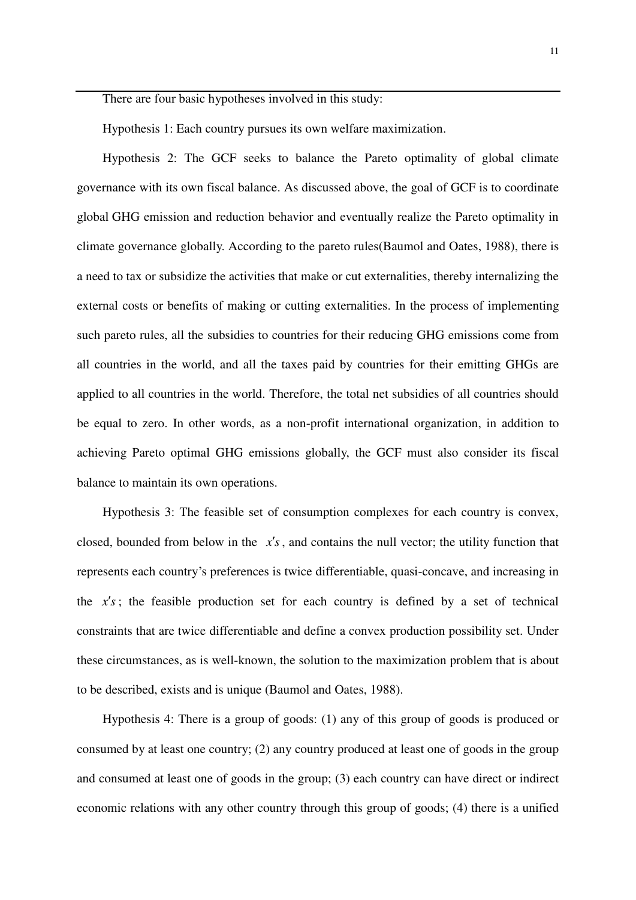There are four basic hypotheses involved in this study:

Hypothesis 1: Each country pursues its own welfare maximization.

Hypothesis 2: The GCF seeks to balance the Pareto optimality of global climate governance with its own fiscal balance. As discussed above, the goal of GCF is to coordinate global GHG emission and reduction behavior and eventually realize the Pareto optimality in climate governance globally. According to the pareto rules(Baumol and Oates, 1988), there is a need to tax or subsidize the activities that make or cut externalities, thereby internalizing the external costs or benefits of making or cutting externalities. In the process of implementing such pareto rules, all the subsidies to countries for their reducing GHG emissions come from all countries in the world, and all the taxes paid by countries for their emitting GHGs are applied to all countries in the world. Therefore, the total net subsidies of all countries should be equal to zero. In other words, as a non-profit international organization, in addition to achieving Pareto optimal GHG emissions globally, the GCF must also consider its fiscal balance to maintain its own operations.

Hypothesis 3: The feasible set of consumption complexes for each country is convex, closed, bounded from below in the $x's$, and contains the null vector; the utility function that represents each country's preferences is twice differentiable, quasi-concave, and increasing in the $x's$; the feasible production set for each country is defined by a set of technical constraints that are twice differentiable and define a convex production possibility set. Under these circumstances, as is well-known, the solution to the maximization problem that is about to be described, exists and is unique (Baumol and Oates, 1988).

Hypothesis 4: There is a group of goods: (1) any of this group of goods is produced or consumed by at least one country; (2) any country produced at least one of goods in the group and consumed at least one of goods in the group; (3) each country can have direct or indirect economic relations with any other country through this group of goods; (4) there is a unified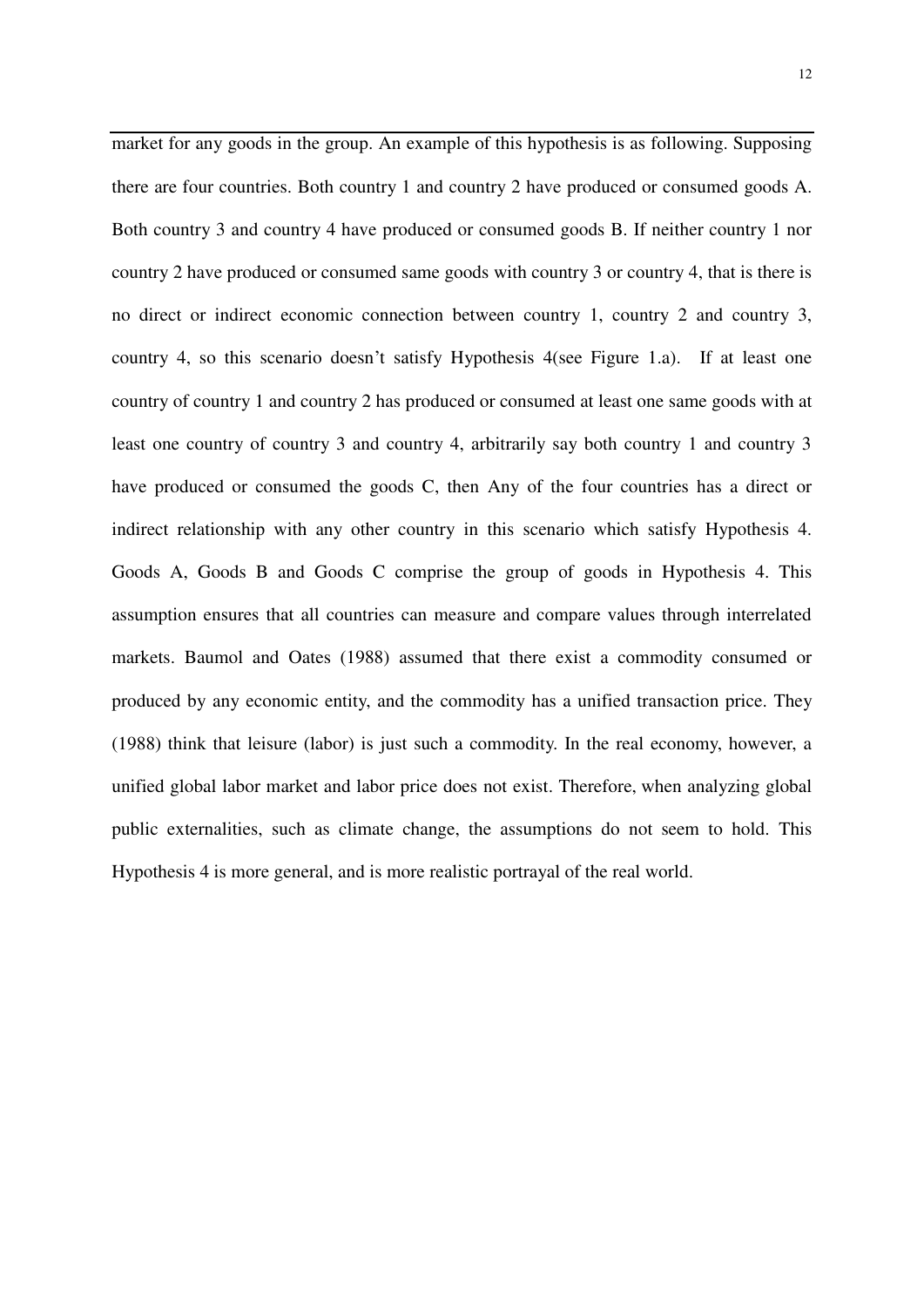market for any goods in the group. An example of this hypothesis is as following. Supposing there are four countries. Both country 1 and country 2 have produced or consumed goods A. Both country 3 and country 4 have produced or consumed goods B. If neither country 1 nor country 2 have produced or consumed same goods with country 3 or country 4, that is there is no direct or indirect economic connection between country 1, country 2 and country 3, country 4, so this scenario doesn't satisfy Hypothesis 4(see Figure 1.a). If at least one country of country 1 and country 2 has produced or consumed at least one same goods with at least one country of country 3 and country 4, arbitrarily say both country 1 and country 3 have produced or consumed the goods C, then Any of the four countries has a direct or indirect relationship with any other country in this scenario which satisfy Hypothesis 4. Goods A, Goods B and Goods C comprise the group of goods in Hypothesis 4. This assumption ensures that all countries can measure and compare values through interrelated markets. Baumol and Oates (1988) assumed that there exist a commodity consumed or produced by any economic entity, and the commodity has a unified transaction price. They (1988) think that leisure (labor) is just such a commodity. In the real economy, however, a unified global labor market and labor price does not exist. Therefore, when analyzing global public externalities, such as climate change, the assumptions do not seem to hold. This Hypothesis 4 is more general, and is more realistic portrayal of the real world.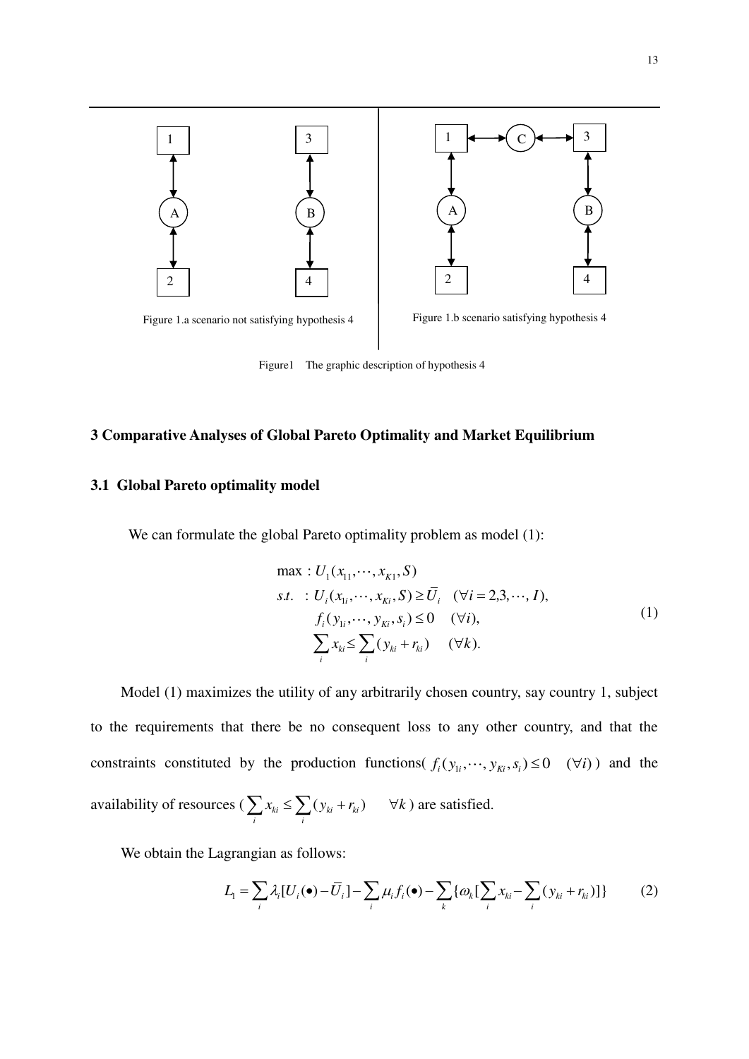Figure 1.a scenario not satisfying hypothesis 4

Figure 1.b scenario satisfying hypothesis 4

Figure1 The graphic description of hypothesis 4

## 3 Comparative Analyses of Global Pareto Optimality and Market Equilibrium

### 3.1 Global Pareto optimality model

We can formulate the global Pareto optimality problem as model (1):

$$
\begin{aligned}
\max &: U_1(x_{11}, \cdots, x_{K1}, S) \\
s.t. &: U_i(x_{1i}, \cdots, x_{Ki}, S) \geq \bar{U}_i \quad (\forall i = 2, 3, \cdots, I), \\
& f_i(y_{1i}, \cdots, y_{Ki}, s_i) \leq 0 \quad (\forall i), \\
& \sum_i x_{ki} \leq \sum_i (y_{ki} + r_{ki}) \quad (\forall k).
\end{aligned}
\tag{1}
$$

Model (1) maximizes the utility of any arbitrarily chosen country, say country 1, subject to the requirements that there be no consequent loss to any other country, and that the constraints constituted by the production functions( $f_i(y_{1i}, \cdots, y_{Ki}, s_i) \leq 0 \quad (\forall i)$ ) and the availability of resources ( $\sum_i x_{ki} \leq \sum_i (y_{ki} + r_{ki}) \quad \forall k$ ) are satisfied.

We obtain the Lagrangian as follows:

$$
L_1 = \sum_i \lambda_i [U_i(\bullet) - \bar{U}_i] - \sum_i \mu_i f_i(\bullet) - \sum_k \{\omega_k [\sum_i x_{ki} - \sum_i (y_{ki} + r_{ki})]\} \tag{2}
$$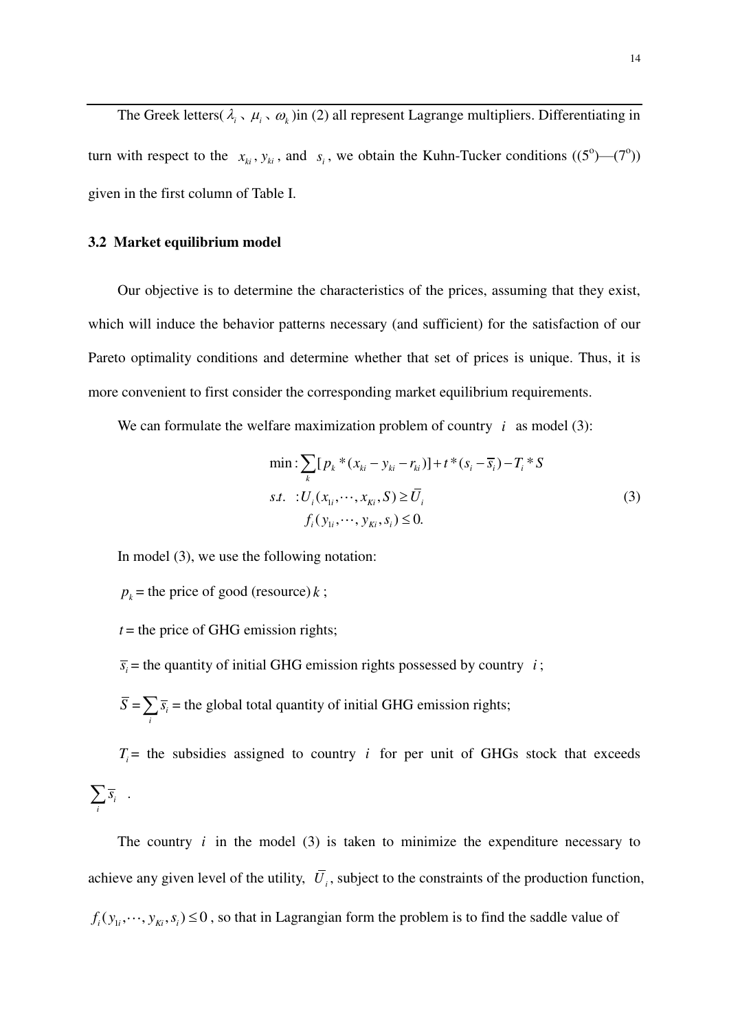The Greek letters( $\lambda_i$ 、 $\mu_i$ 、 $\omega_k$ )in (2) all represent Lagrange multipliers. Differentiating in turn with respect to the $x_{ki}$ , $y_{ki}$ , and $s_i$ , we obtain the Kuhn-Tucker conditions ((5$^o$)—(7$^o$)) given in the first column of Table I.

### 3.2 Market equilibrium model

Our objective is to determine the characteristics of the prices, assuming that they exist, which will induce the behavior patterns necessary (and sufficient) for the satisfaction of our Pareto optimality conditions and determine whether that set of prices is unique. Thus, it is more convenient to first consider the corresponding market equilibrium requirements.

We can formulate the welfare maximization problem of country $i$ as model (3):

$$
\begin{aligned}
&\min: \sum_k [p_k * (x_{ki} - y_{ki} - r_{ki})] + t * (s_i - \overline{s}_i) - T_i * S \\
&s.t. \quad : U_i(x_{1i}, \cdots, x_{Ki}, S) \geq \overline{U}_i \\
&\qquad\quad f_i(y_{1i}, \cdots, y_{Ki}, s_i) \leq 0.
\end{aligned}
\tag{3}
$$

In model (3), we use the following notation:

$p_k$ = the price of good (resource) $k$ ;

$t$ = the price of GHG emission rights;

$\overline{s}_i$ = the quantity of initial GHG emission rights possessed by country $i$ ;

$\overline{S} = \sum_i \overline{s}_i$ = the global total quantity of initial GHG emission rights;

$T_i$ = the subsidies assigned to country $i$ for per unit of GHGs stock that exceeds $\sum_i \overline{s}_i$ .

The country $i$ in the model (3) is taken to minimize the expenditure necessary to achieve any given level of the utility, $\overline{U}_i$ , subject to the constraints of the production function, $f_i(y_{1i}, \cdots, y_{Ki}, s_i) \leq 0$ , so that in Lagrangian form the problem is to find the saddle value of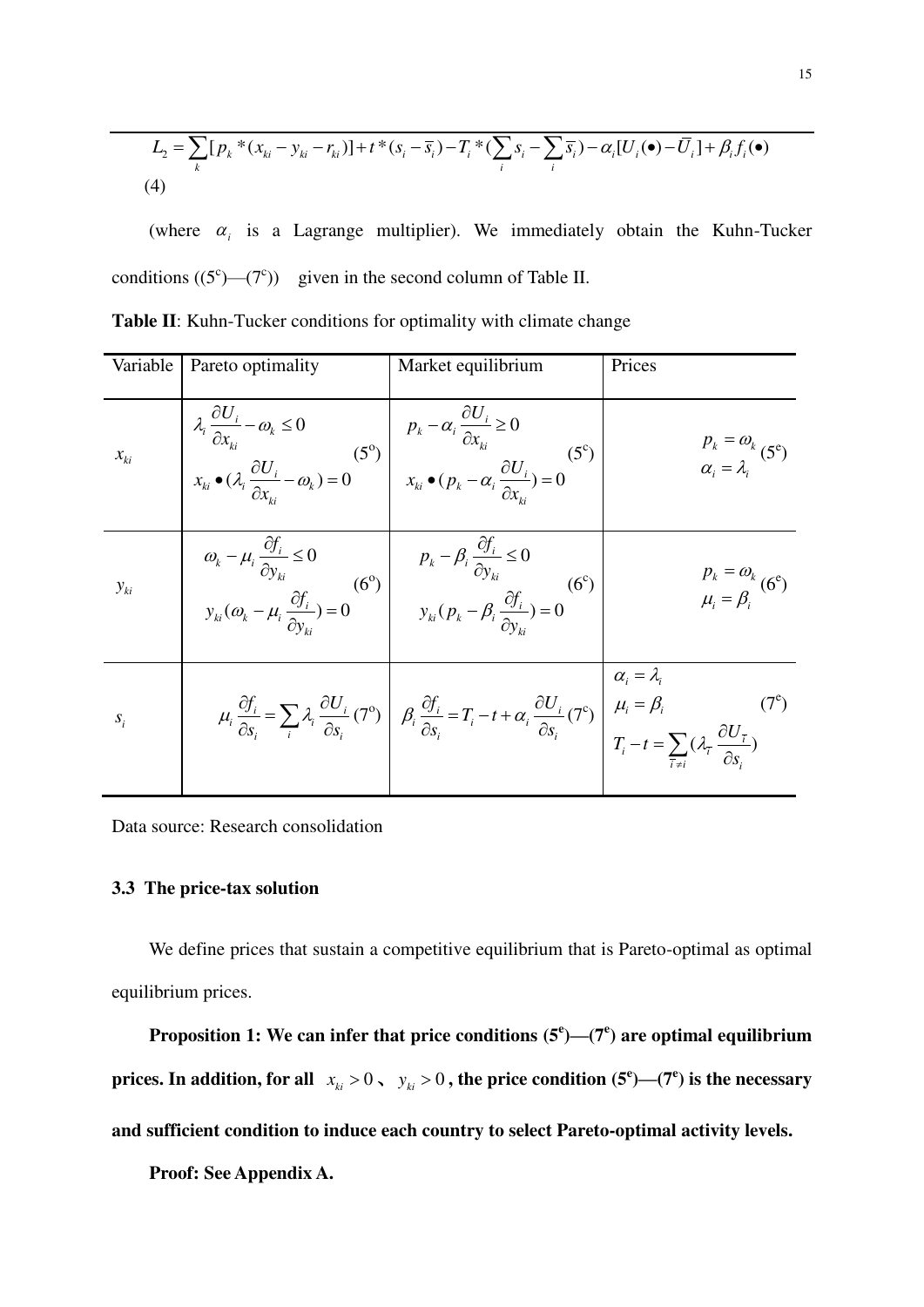$$L_2 = \sum_k [p_k * (x_{ki} - y_{ki} - r_{ki})] + t * (s_i - \overline{s}_i) - T_i * (\sum_i s_i - \sum_i \overline{s}_i) - \alpha_i [U_i(\bullet) - \overline{U}_i] + \beta_i f_i(\bullet)$$

(4)

(where $\alpha_i$ is a Lagrange multiplier). We immediately obtain the Kuhn-Tucker conditions $((5^c)$—$(7^c))$ given in the second column of Table II.

**Table II**: Kuhn-Tucker conditions for optimality with climate change

| Variable | Pareto optimality | Market equilibrium | Prices |
|---|---|---|---|
| $x_{ki}$ | $\lambda_i \frac{\partial U_i}{\partial x_{ki}} - \omega_k \le 0$, $x_{ki} \bullet (\lambda_i \frac{\partial U_i}{\partial x_{ki}} - \omega_k) = 0$ $(5^o)$ | $p_k - \alpha_i \frac{\partial U_i}{\partial x_{ki}} \ge 0$, $x_{ki} \bullet (p_k - \alpha_i \frac{\partial U_i}{\partial x_{ki}}) = 0$ $(5^c)$ | $p_k = \omega_k$, $\alpha_i = \lambda_i$ $(5^e)$ |
| $y_{ki}$ | $\omega_k - \mu_i \frac{\partial f_i}{\partial y_{ki}} \le 0$, $y_{ki}(\omega_k - \mu_i \frac{\partial f_i}{\partial y_{ki}}) = 0$ $(6^o)$ | $p_k - \beta_i \frac{\partial f_i}{\partial y_{ki}} \le 0$, $y_{ki}(p_k - \beta_i \frac{\partial f_i}{\partial y_{ki}}) = 0$ $(6^c)$ | $p_k = \omega_k$, $\mu_i = \beta_i$ $(6^e)$ |
| $s_i$ | $\mu_i \frac{\partial f_i}{\partial s_i} = \sum_i \lambda_i \frac{\partial U_i}{\partial s_i}$ $(7^o)$ | $\beta_i \frac{\partial f_i}{\partial s_i} = T_i - t + \alpha_i \frac{\partial U_i}{\partial s_i}$ $(7^c)$ | $\alpha_i = \lambda_i$, $\mu_i = \beta_i$, $T_i - t = \sum_{\overline{i} \ne i} (\lambda_{\overline{i}} \frac{\partial U_{\overline{i}}}{\partial s_i})$ $(7^e)$ |

Data source: Research consolidation

### 3.3 The price-tax solution

We define prices that sustain a competitive equilibrium that is Pareto-optimal as optimal equilibrium prices.

**Proposition 1: We can infer that price conditions $(5^e)$—$(7^e)$ are optimal equilibrium prices. In addition, for all $x_{ki} > 0$、$y_{ki} > 0$, the price condition $(5^e)$—$(7^e)$ is the necessary and sufficient condition to induce each country to select Pareto-optimal activity levels.**

**Proof: See Appendix A.**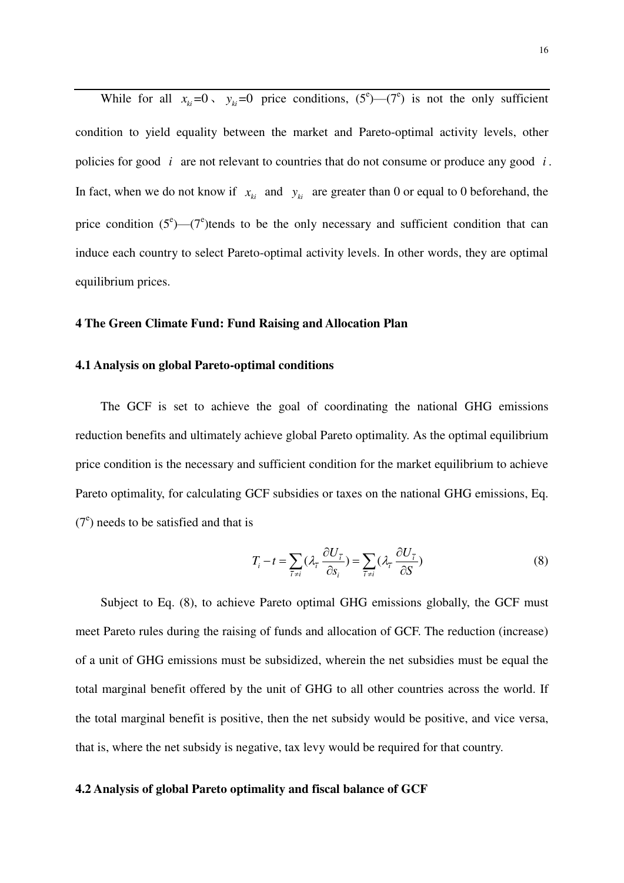While for all $x_{ki}=0$、 $y_{ki}=0$ price conditions, ($5^e$)—($7^e$) is not the only sufficient condition to yield equality between the market and Pareto-optimal activity levels, other policies for good $i$ are not relevant to countries that do not consume or produce any good $i$. In fact, when we do not know if $x_{ki}$ and $y_{ki}$ are greater than 0 or equal to 0 beforehand, the price condition ($5^e$)—($7^e$)tends to be the only necessary and sufficient condition that can induce each country to select Pareto-optimal activity levels. In other words, they are optimal equilibrium prices.

## 4 The Green Climate Fund: Fund Raising and Allocation Plan

### 4.1 Analysis on global Pareto-optimal conditions

The GCF is set to achieve the goal of coordinating the national GHG emissions reduction benefits and ultimately achieve global Pareto optimality. As the optimal equilibrium price condition is the necessary and sufficient condition for the market equilibrium to achieve Pareto optimality, for calculating GCF subsidies or taxes on the national GHG emissions, Eq. ($7^e$) needs to be satisfied and that is

$$T_i - t = \sum_{\bar{i} \neq i} (\lambda_{\bar{i}} \frac{\partial U_{\bar{i}}}{\partial s_i}) = \sum_{\bar{i} \neq i} (\lambda_{\bar{i}} \frac{\partial U_{\bar{i}}}{\partial S}) \tag{8}$$

Subject to Eq. (8), to achieve Pareto optimal GHG emissions globally, the GCF must meet Pareto rules during the raising of funds and allocation of GCF. The reduction (increase) of a unit of GHG emissions must be subsidized, wherein the net subsidies must be equal the total marginal benefit offered by the unit of GHG to all other countries across the world. If the total marginal benefit is positive, then the net subsidy would be positive, and vice versa, that is, where the net subsidy is negative, tax levy would be required for that country.

### 4.2 Analysis of global Pareto optimality and fiscal balance of GCF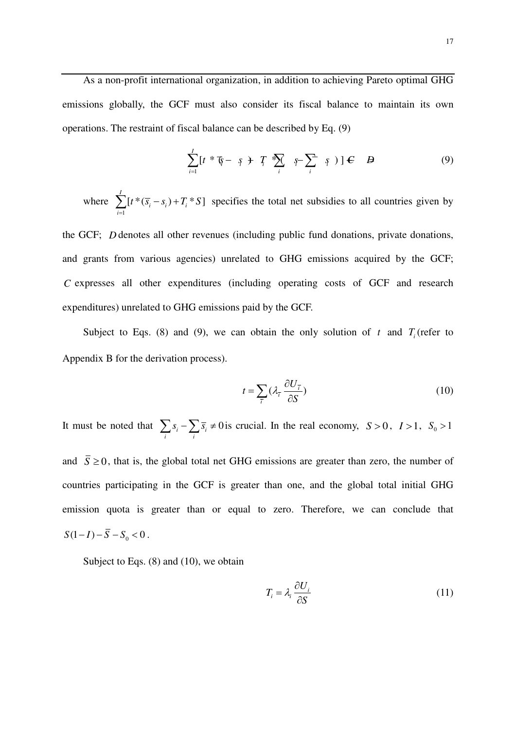As a non-profit international organization, in addition to achieving Pareto optimal GHG emissions globally, the GCF must also consider its fiscal balance to maintain its own operations. The restraint of fiscal balance can be described by Eq. (9)

$$\sum_{i=1}^{I}[t*(\bar{s}_i - s_i) + T_i*(\sum_i s_i - \sum_i \bar{s}_i)] = C - D \tag{9}$$

where $\sum_{i=1}^{I}[t*(\bar{s}_i - s_i) + T_i * S]$ specifies the total net subsidies to all countries given by the GCF; $D$ denotes all other revenues (including public fund donations, private donations, and grants from various agencies) unrelated to GHG emissions acquired by the GCF; $C$ expresses all other expenditures (including operating costs of GCF and research expenditures) unrelated to GHG emissions paid by the GCF.

Subject to Eqs. (8) and (9), we can obtain the only solution of $t$ and $T_i$ (refer to Appendix B for the derivation process).

$$t = \sum_{\bar{i}}(\lambda_{\bar{i}} \frac{\partial U_{\bar{i}}}{\partial S}) \tag{10}$$

It must be noted that $\sum_i s_i - \sum_i \bar{s}_i \neq 0$ is crucial. In the real economy, $S > 0$, $I > 1$, $S_0 > 1$ and $\bar{S} \geq 0$, that is, the global total net GHG emissions are greater than zero, the number of countries participating in the GCF is greater than one, and the global total initial GHG emission quota is greater than or equal to zero. Therefore, we can conclude that $S(1-I) - \bar{S} - S_0 < 0$.

Subject to Eqs. (8) and (10), we obtain

$$T_i = \lambda_i \frac{\partial U_i}{\partial S} \tag{11}$$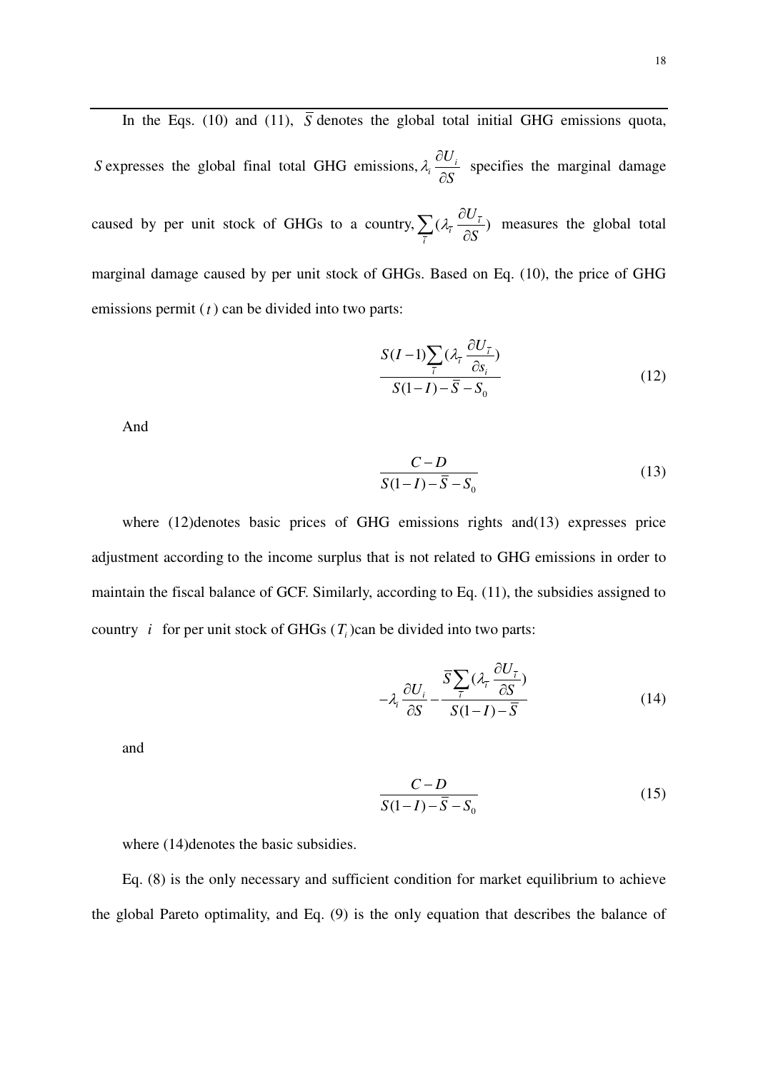In the Eqs. (10) and (11), $\bar{S}$ denotes the global total initial GHG emissions quota, $S$ expresses the global final total GHG emissions, $\lambda_i \frac{\partial U_i}{\partial S}$ specifies the marginal damage caused by per unit stock of GHGs to a country, $\sum_{\bar{i}} (\lambda_{\bar{i}} \frac{\partial U_{\bar{i}}}{\partial S})$ measures the global total marginal damage caused by per unit stock of GHGs. Based on Eq. (10), the price of GHG emissions permit ($t$) can be divided into two parts:

$$\frac{S(I-1)\sum_{\bar{i}}(\lambda_{\bar{i}} \frac{\partial U_{\bar{i}}}{\partial s_i})}{S(1-I)-\bar{S}-S_0} \tag{12}$$

And

$$\frac{C-D}{S(1-I)-\bar{S}-S_0} \tag{13}$$

where (12)denotes basic prices of GHG emissions rights and(13) expresses price adjustment according to the income surplus that is not related to GHG emissions in order to maintain the fiscal balance of GCF. Similarly, according to Eq. (11), the subsidies assigned to country $i$ for per unit stock of GHGs ($T_i$)can be divided into two parts:

$$-\lambda_i \frac{\partial U_i}{\partial S} - \frac{\bar{S}\sum_{\bar{i}}(\lambda_{\bar{i}} \frac{\partial U_{\bar{i}}}{\partial S})}{S(1-I)-\bar{S}} \tag{14}$$

and

$$\frac{C-D}{S(1-I)-\bar{S}-S_0} \tag{15}$$

where (14)denotes the basic subsidies.

Eq. (8) is the only necessary and sufficient condition for market equilibrium to achieve the global Pareto optimality, and Eq. (9) is the only equation that describes the balance of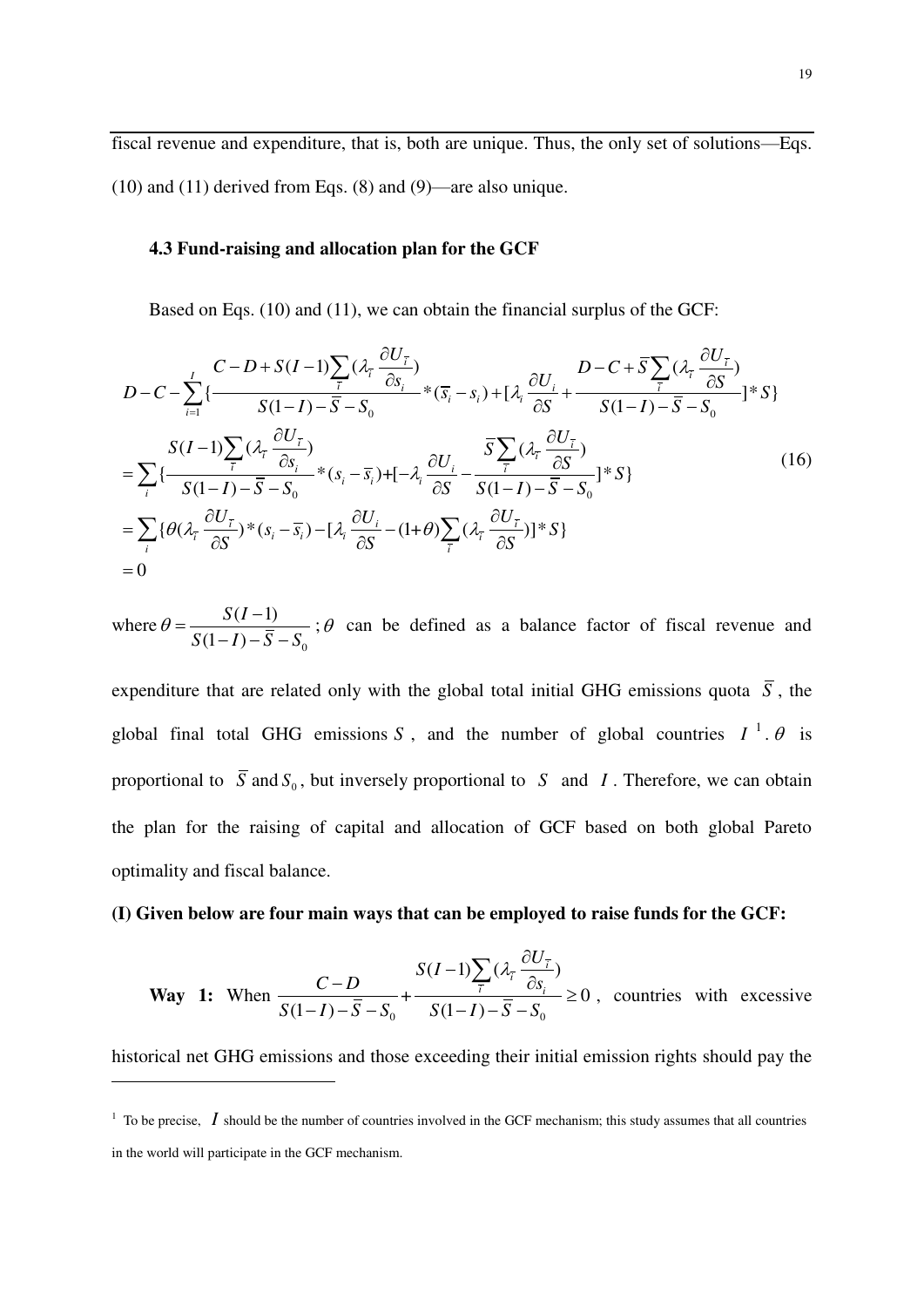fiscal revenue and expenditure, that is, both are unique. Thus, the only set of solutions—Eqs. (10) and (11) derived from Eqs. (8) and (9)—are also unique.

### 4.3 Fund-raising and allocation plan for the GCF

Based on Eqs. (10) and (11), we can obtain the financial surplus of the GCF:

$$
\begin{aligned}
& D-C-\sum_{i=1}^{I}\{\frac{C-D+S(I-1)\sum_{\bar{i}}(\lambda_{\bar{i}}\frac{\partial U_{\bar{i}}}{\partial s_i})}{S(1-I)-\bar{S}-S_0}*(\bar{s}_i-s_i)+[\lambda_i\frac{\partial U_i}{\partial S}+\frac{D-C+\bar{S}\sum_{\bar{i}}(\lambda_{\bar{i}}\frac{\partial U_{\bar{i}}}{\partial S})}{S(1-I)-\bar{S}-S_0}]*S\} \\
&=\sum_{i}\{\frac{S(I-1)\sum_{\bar{i}}(\lambda_{\bar{i}}\frac{\partial U_{\bar{i}}}{\partial s_i})}{S(1-I)-\bar{S}-S_0}*(s_i-\bar{s}_i)+[-\lambda_i\frac{\partial U_i}{\partial S}-\frac{\bar{S}\sum_{\bar{i}}(\lambda_{\bar{i}}\frac{\partial U_{\bar{i}}}{\partial S})}{S(1-I)-\bar{S}-S_0}]*S\} \\
&=\sum_{i}\{\theta(\lambda_{\bar{i}}\frac{\partial U_{\bar{i}}}{\partial S})*(s_i-\bar{s}_i)-[\lambda_i\frac{\partial U_i}{\partial S}-(1+\theta)\sum_{\bar{i}}(\lambda_{\bar{i}}\frac{\partial U_{\bar{i}}}{\partial S})]*S\} \\
&=0
\end{aligned}
\tag{16}
$$

where $\theta=\frac{S(I-1)}{S(1-I)-\bar{S}-S_0}$; $\theta$ can be defined as a balance factor of fiscal revenue and expenditure that are related only with the global total initial GHG emissions quota $\bar{S}$, the global final total GHG emissions $S$, and the number of global countries $I$ [1]. $\theta$ is proportional to $\bar{S}$ and $S_0$, but inversely proportional to $S$ and $I$. Therefore, we can obtain the plan for the raising of capital and allocation of GCF based on both global Pareto optimality and fiscal balance.

**(I) Given below are four main ways that can be employed to raise funds for the GCF:**

**Way 1:** When $\frac{C-D}{S(1-I)-\bar{S}-S_0}+\frac{S(I-1)\sum_{\bar{i}}(\lambda_{\bar{i}}\frac{\partial U_{\bar{i}}}{\partial s_i})}{S(1-I)-\bar{S}-S_0}\geq 0$, countries with excessive historical net GHG emissions and those exceeding their initial emission rights should pay the

[1] To be precise, $I$ should be the number of countries involved in the GCF mechanism; this study assumes that all countries in the world will participate in the GCF mechanism.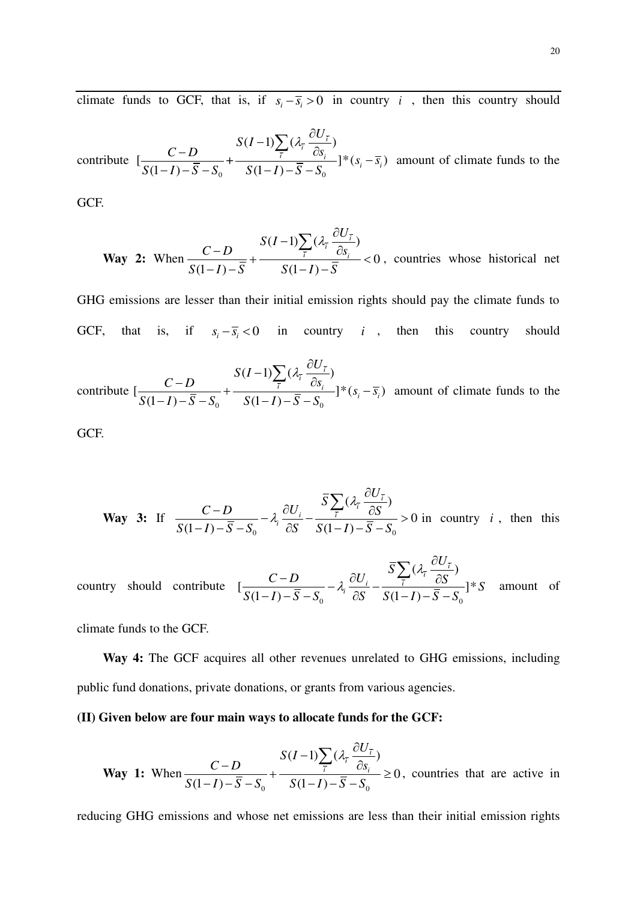climate funds to GCF, that is, if $s_i - \overline{s}_i > 0$ in country $i$, then this country should contribute $[\frac{C-D}{S(1-I)-\overline{S}-S_0} + \frac{S(I-1)\sum_{\bar{i}}(\lambda_{\bar{i}}\frac{\partial U_{\bar{i}}}{\partial s_i})}{S(1-I)-\overline{S}-S_0}]*(s_i - \overline{s}_i)$ amount of climate funds to the GCF.

**Way 2:** When $\frac{C-D}{S(1-I)-\overline{S}} + \frac{S(I-1)\sum_{\bar{i}}(\lambda_{\bar{i}}\frac{\partial U_{\bar{i}}}{\partial s_i})}{S(1-I)-\overline{S}} < 0$, countries whose historical net GHG emissions are lesser than their initial emission rights should pay the climate funds to GCF, that is, if $s_i - \overline{s}_i < 0$ in country $i$, then this country should contribute $[\frac{C-D}{S(1-I)-\overline{S}-S_0} + \frac{S(I-1)\sum_{\bar{i}}(\lambda_{\bar{i}}\frac{\partial U_{\bar{i}}}{\partial s_i})}{S(1-I)-\overline{S}-S_0}]*(s_i - \overline{s}_i)$ amount of climate funds to the GCF.

**Way 3:** If $\frac{C-D}{S(1-I)-\overline{S}-S_0} - \lambda_i\frac{\partial U_i}{\partial S} - \frac{\overline{S}\sum_{\bar{i}}(\lambda_{\bar{i}}\frac{\partial U_{\bar{i}}}{\partial S})}{S(1-I)-\overline{S}-S_0} > 0$ in country $i$, then this country should contribute $[\frac{C-D}{S(1-I)-\overline{S}-S_0} - \lambda_i\frac{\partial U_i}{\partial S} - \frac{\overline{S}\sum_{\bar{i}}(\lambda_{\bar{i}}\frac{\partial U_{\bar{i}}}{\partial S})}{S(1-I)-\overline{S}-S_0}]*S$ amount of climate funds to the GCF.

**Way 4:** The GCF acquires all other revenues unrelated to GHG emissions, including public fund donations, private donations, or grants from various agencies.

**(II) Given below are four main ways to allocate funds for the GCF:**

**Way 1:** When $\frac{C-D}{S(1-I)-\overline{S}-S_0} + \frac{S(I-1)\sum_{\bar{i}}(\lambda_{\bar{i}}\frac{\partial U_{\bar{i}}}{\partial s_i})}{S(1-I)-\overline{S}-S_0} \geq 0$, countries that are active in reducing GHG emissions and whose net emissions are less than their initial emission rights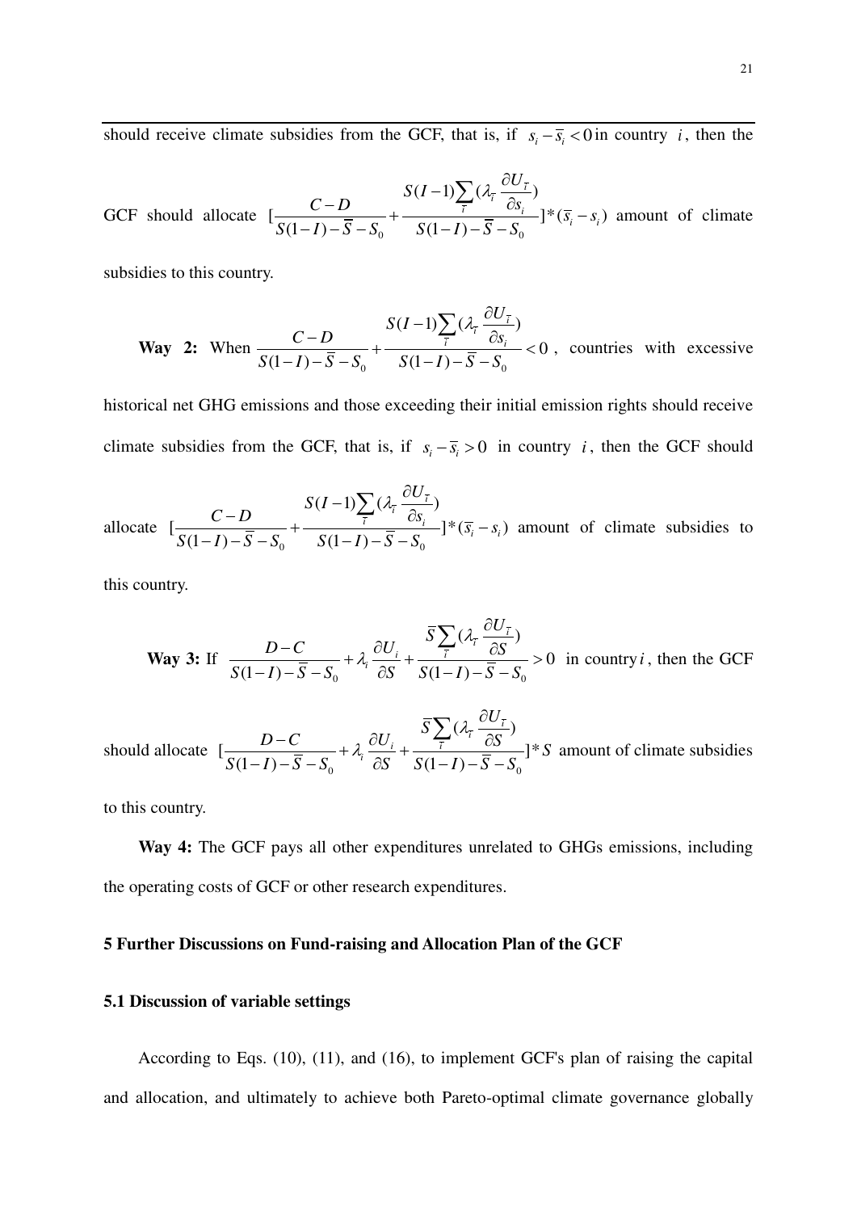should receive climate subsidies from the GCF, that is, if $s_i - \bar{s}_i < 0$ in country $i$, then the GCF should allocate $[\frac{C-D}{S(1-I)-\bar{S}-S_0} + \frac{S(I-1)\sum_{\tilde{i}}(\lambda_{\tilde{i}}\frac{\partial U_{\tilde{i}}}{\partial s_i})}{S(1-I)-\bar{S}-S_0}]*(\bar{s}_i - s_i)$ amount of climate subsidies to this country.

**Way 2:** When $\frac{C-D}{S(1-I)-\bar{S}-S_0} + \frac{S(I-1)\sum_{\tilde{i}}(\lambda_{\tilde{i}}\frac{\partial U_{\tilde{i}}}{\partial s_i})}{S(1-I)-\bar{S}-S_0} < 0$, countries with excessive historical net GHG emissions and those exceeding their initial emission rights should receive climate subsidies from the GCF, that is, if $s_i - \bar{s}_i > 0$ in country $i$, then the GCF should allocate $[\frac{C-D}{S(1-I)-\bar{S}-S_0} + \frac{S(I-1)\sum_{\tilde{i}}(\lambda_{\tilde{i}}\frac{\partial U_{\tilde{i}}}{\partial s_i})}{S(1-I)-\bar{S}-S_0}]*(\bar{s}_i - s_i)$ amount of climate subsidies to this country.

**Way 3:** If $\frac{D-C}{S(1-I)-\bar{S}-S_0} + \lambda_i\frac{\partial U_i}{\partial S} + \frac{\bar{S}\sum_{\tilde{i}}(\lambda_{\tilde{i}}\frac{\partial U_{\tilde{i}}}{\partial S})}{S(1-I)-\bar{S}-S_0} > 0$ in country $i$, then the GCF should allocate $[\frac{D-C}{S(1-I)-\bar{S}-S_0} + \lambda_i\frac{\partial U_i}{\partial S} + \frac{\bar{S}\sum_{\tilde{i}}(\lambda_{\tilde{i}}\frac{\partial U_{\tilde{i}}}{\partial S})}{S(1-I)-\bar{S}-S_0}]*S$ amount of climate subsidies to this country.

**Way 4:** The GCF pays all other expenditures unrelated to GHGs emissions, including the operating costs of GCF or other research expenditures.

## 5 Further Discussions on Fund-raising and Allocation Plan of the GCF

### 5.1 Discussion of variable settings

According to Eqs. (10), (11), and (16), to implement GCF's plan of raising the capital and allocation, and ultimately to achieve both Pareto-optimal climate governance globally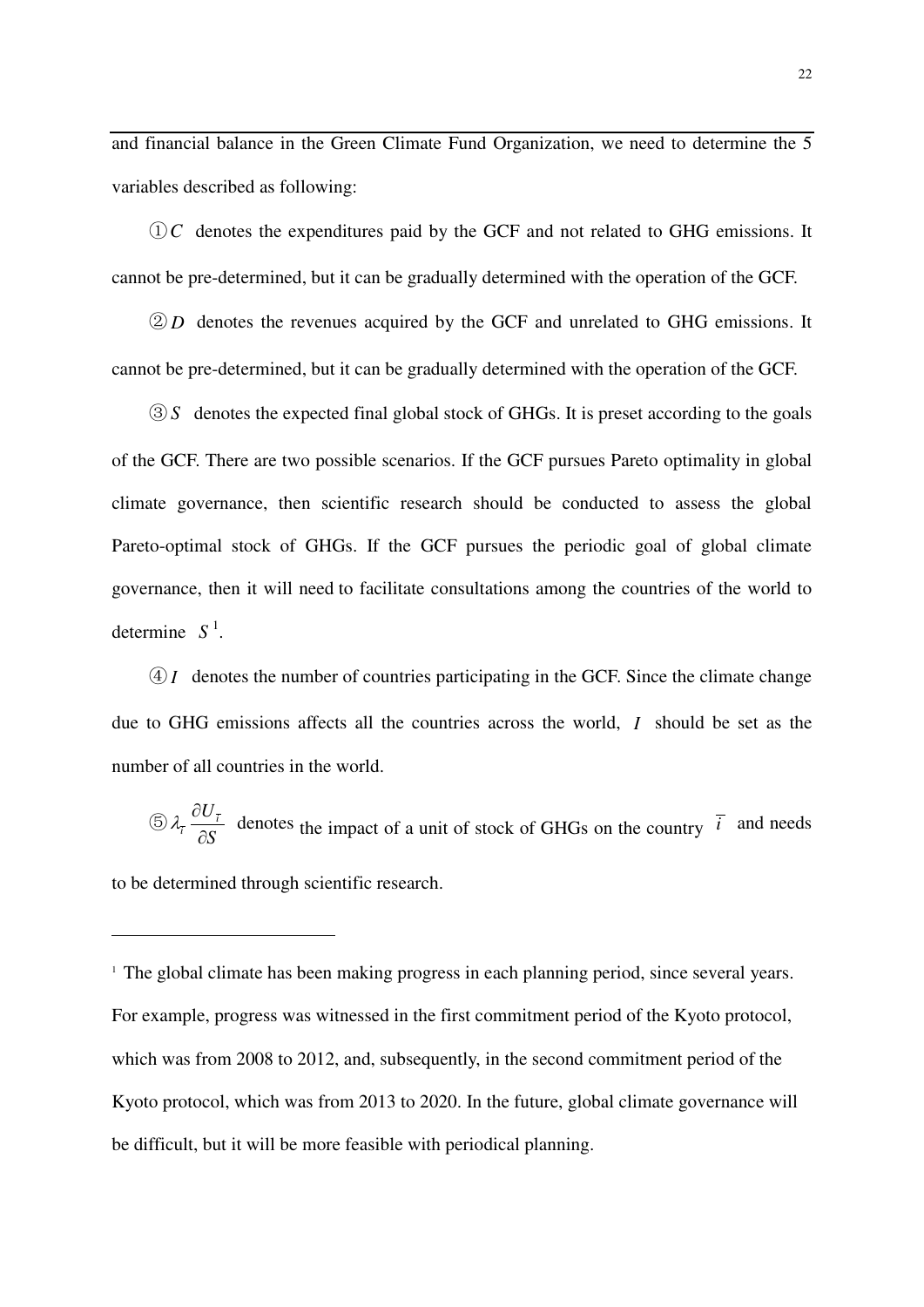and financial balance in the Green Climate Fund Organization, we need to determine the 5 variables described as following:

① $C$ denotes the expenditures paid by the GCF and not related to GHG emissions. It cannot be pre-determined, but it can be gradually determined with the operation of the GCF.

② $D$ denotes the revenues acquired by the GCF and unrelated to GHG emissions. It cannot be pre-determined, but it can be gradually determined with the operation of the GCF.

③ $S$ denotes the expected final global stock of GHGs. It is preset according to the goals of the GCF. There are two possible scenarios. If the GCF pursues Pareto optimality in global climate governance, then scientific research should be conducted to assess the global Pareto-optimal stock of GHGs. If the GCF pursues the periodic goal of global climate governance, then it will need to facilitate consultations among the countries of the world to determine $S$[1].

④ $I$ denotes the number of countries participating in the GCF. Since the climate change due to GHG emissions affects all the countries across the world, $I$ should be set as the number of all countries in the world.

⑤ $\lambda_{\overline{i}} \frac{\partial U_{\overline{i}}}{\partial S}$ denotes the impact of a unit of stock of GHGs on the country $\overline{i}$ and needs to be determined through scientific research.

---

[1] The global climate has been making progress in each planning period, since several years. For example, progress was witnessed in the first commitment period of the Kyoto protocol, which was from 2008 to 2012, and, subsequently, in the second commitment period of the Kyoto protocol, which was from 2013 to 2020. In the future, global climate governance will be difficult, but it will be more feasible with periodical planning.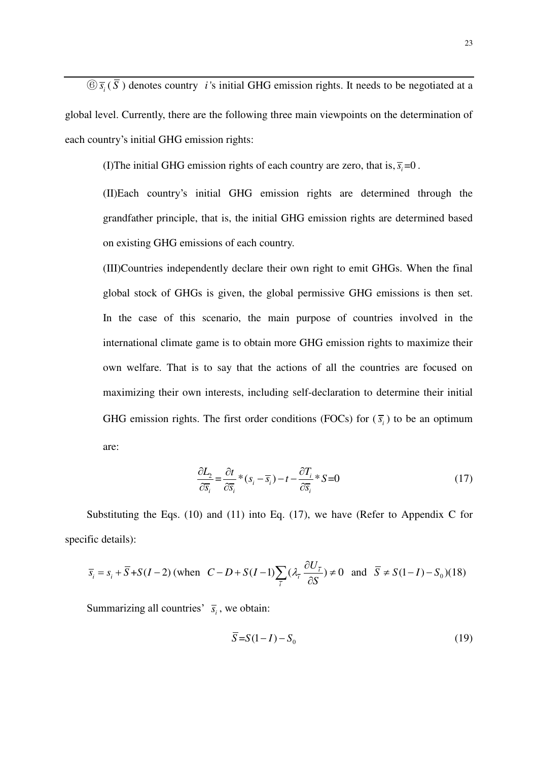⑥ $\overline{s}_i$ ( $\overline{S}$ ) denotes country $i$'s initial GHG emission rights. It needs to be negotiated at a global level. Currently, there are the following three main viewpoints on the determination of each country's initial GHG emission rights:

(I)The initial GHG emission rights of each country are zero, that is, $\overline{s}_i = 0$ .

(II)Each country's initial GHG emission rights are determined through the grandfather principle, that is, the initial GHG emission rights are determined based on existing GHG emissions of each country.

(III)Countries independently declare their own right to emit GHGs. When the final global stock of GHGs is given, the global permissive GHG emissions is then set. In the case of this scenario, the main purpose of countries involved in the international climate game is to obtain more GHG emission rights to maximize their own welfare. That is to say that the actions of all the countries are focused on maximizing their own interests, including self-declaration to determine their initial GHG emission rights. The first order conditions (FOCs) for ( $\overline{s}_i$ ) to be an optimum are:

$$\frac{\partial L_2}{\partial \overline{s}_i} = \frac{\partial t}{\partial \overline{s}_i} * (s_i - \overline{s}_i) - t - \frac{\partial T_i}{\partial \overline{s}_i} * S = 0 \tag{17}$$

Substituting the Eqs. (10) and (11) into Eq. (17), we have (Refer to Appendix C for specific details):

$$\overline{s}_i = s_i + \overline{S} + S(I-2) \text{ (when } C - D + S(I-1)\sum_{\overline{i}}(\lambda_{\overline{i}} \frac{\partial U_{\overline{i}}}{\partial S}) \neq 0 \text{ and } \overline{S} \neq S(1-I) - S_0\text{)} \tag{18}$$

Summarizing all countries' $\overline{s}_i$ , we obtain:

$$\overline{S} = S(1-I) - S_0 \tag{19}$$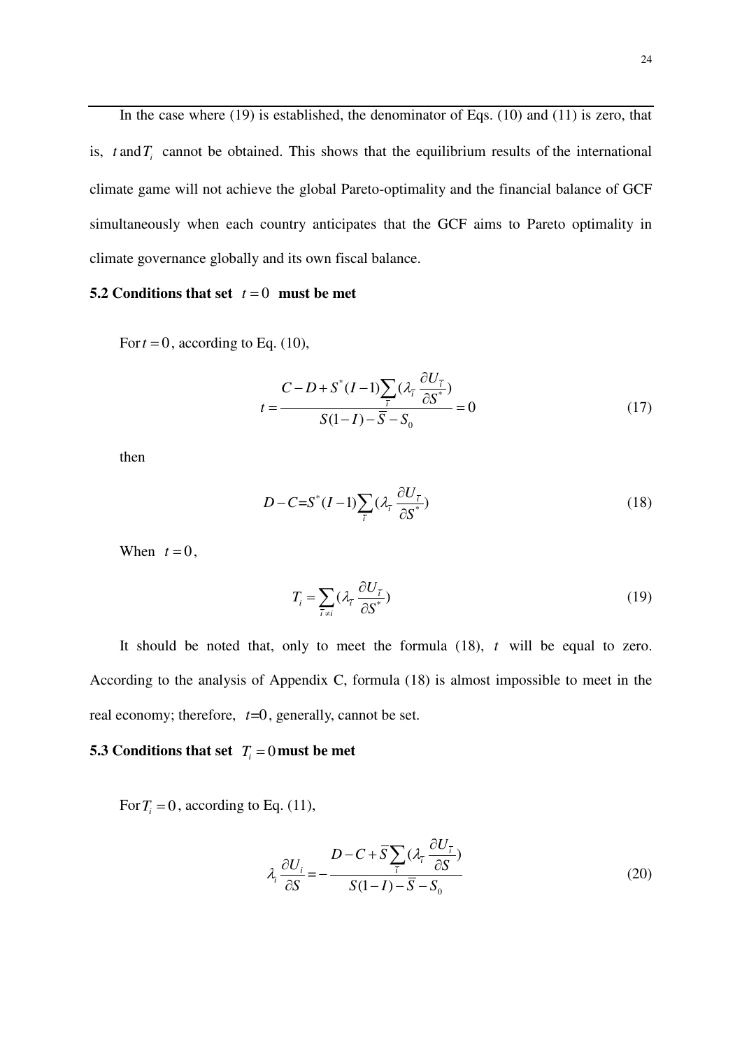In the case where (19) is established, the denominator of Eqs. (10) and (11) is zero, that is, $t$ and $T_i$ cannot be obtained. This shows that the equilibrium results of the international climate game will not achieve the global Pareto-optimality and the financial balance of GCF simultaneously when each country anticipates that the GCF aims to Pareto optimality in climate governance globally and its own fiscal balance.

### 5.2 Conditions that set $t = 0$ must be met

For $t = 0$, according to Eq. (10),

$$t = \frac{C - D + S^*(I-1)\sum_{\bar{i}}(\lambda_{\bar{i}} \frac{\partial U_{\bar{i}}}{\partial S^*})}{S(1-I) - \bar{S} - S_0} = 0 \tag{17}$$

then

$$D - C = S^*(I-1)\sum_{\bar{i}}(\lambda_{\bar{i}} \frac{\partial U_{\bar{i}}}{\partial S^*}) \tag{18}$$

When $t = 0$,

$$T_i = \sum_{\bar{i} \neq i}(\lambda_{\bar{i}} \frac{\partial U_{\bar{i}}}{\partial S^*}) \tag{19}$$

It should be noted that, only to meet the formula (18), $t$ will be equal to zero. According to the analysis of Appendix C, formula (18) is almost impossible to meet in the real economy; therefore, $t$=0, generally, cannot be set.

### 5.3 Conditions that set $T_i = 0$ must be met

For $T_i = 0$, according to Eq. (11),

$$\lambda_i \frac{\partial U_i}{\partial S} = -\frac{D - C + \bar{S}\sum_{\bar{i}}(\lambda_{\bar{i}} \frac{\partial U_{\bar{i}}}{\partial S})}{S(1-I) - \bar{S} - S_0} \tag{20}$$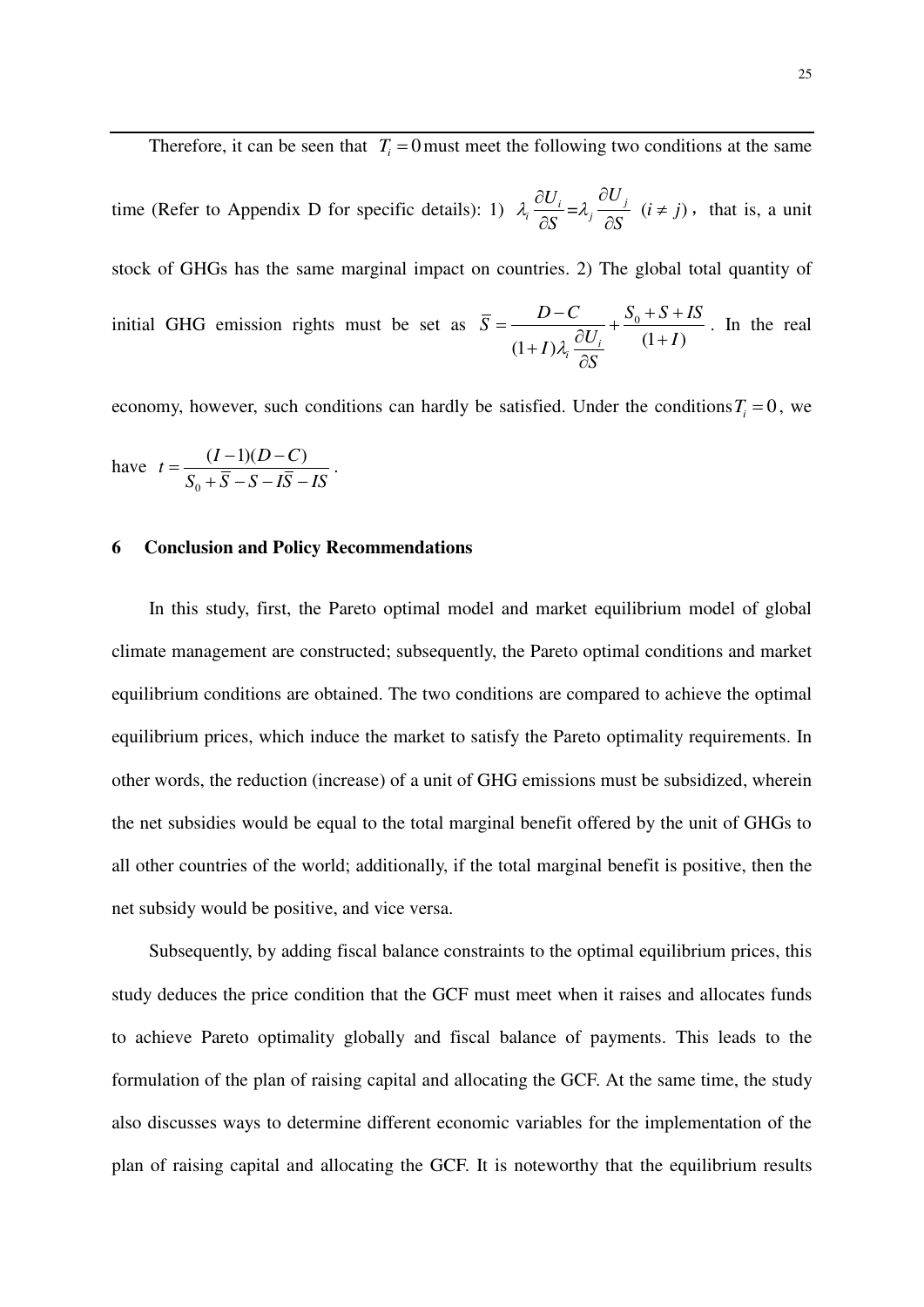Therefore, it can be seen that $T_i = 0$ must meet the following two conditions at the same time (Refer to Appendix D for specific details): 1) $\lambda_i \frac{\partial U_i}{\partial S} = \lambda_j \frac{\partial U_j}{\partial S}$ $(i \neq j)$, that is, a unit stock of GHGs has the same marginal impact on countries. 2) The global total quantity of initial GHG emission rights must be set as $\bar{S} = \frac{D - C}{(1+I)\lambda_i \frac{\partial U_i}{\partial S}} + \frac{S_0 + S + IS}{(1+I)}$. In the real economy, however, such conditions can hardly be satisfied. Under the conditions $T_i = 0$, we have $t = \frac{(I-1)(D-C)}{S_0 + \bar{S} - S - I\bar{S} - IS}$.

## 6 Conclusion and Policy Recommendations

In this study, first, the Pareto optimal model and market equilibrium model of global climate management are constructed; subsequently, the Pareto optimal conditions and market equilibrium conditions are obtained. The two conditions are compared to achieve the optimal equilibrium prices, which induce the market to satisfy the Pareto optimality requirements. In other words, the reduction (increase) of a unit of GHG emissions must be subsidized, wherein the net subsidies would be equal to the total marginal benefit offered by the unit of GHGs to all other countries of the world; additionally, if the total marginal benefit is positive, then the net subsidy would be positive, and vice versa.

Subsequently, by adding fiscal balance constraints to the optimal equilibrium prices, this study deduces the price condition that the GCF must meet when it raises and allocates funds to achieve Pareto optimality globally and fiscal balance of payments. This leads to the formulation of the plan of raising capital and allocating the GCF. At the same time, the study also discusses ways to determine different economic variables for the implementation of the plan of raising capital and allocating the GCF. It is noteworthy that the equilibrium results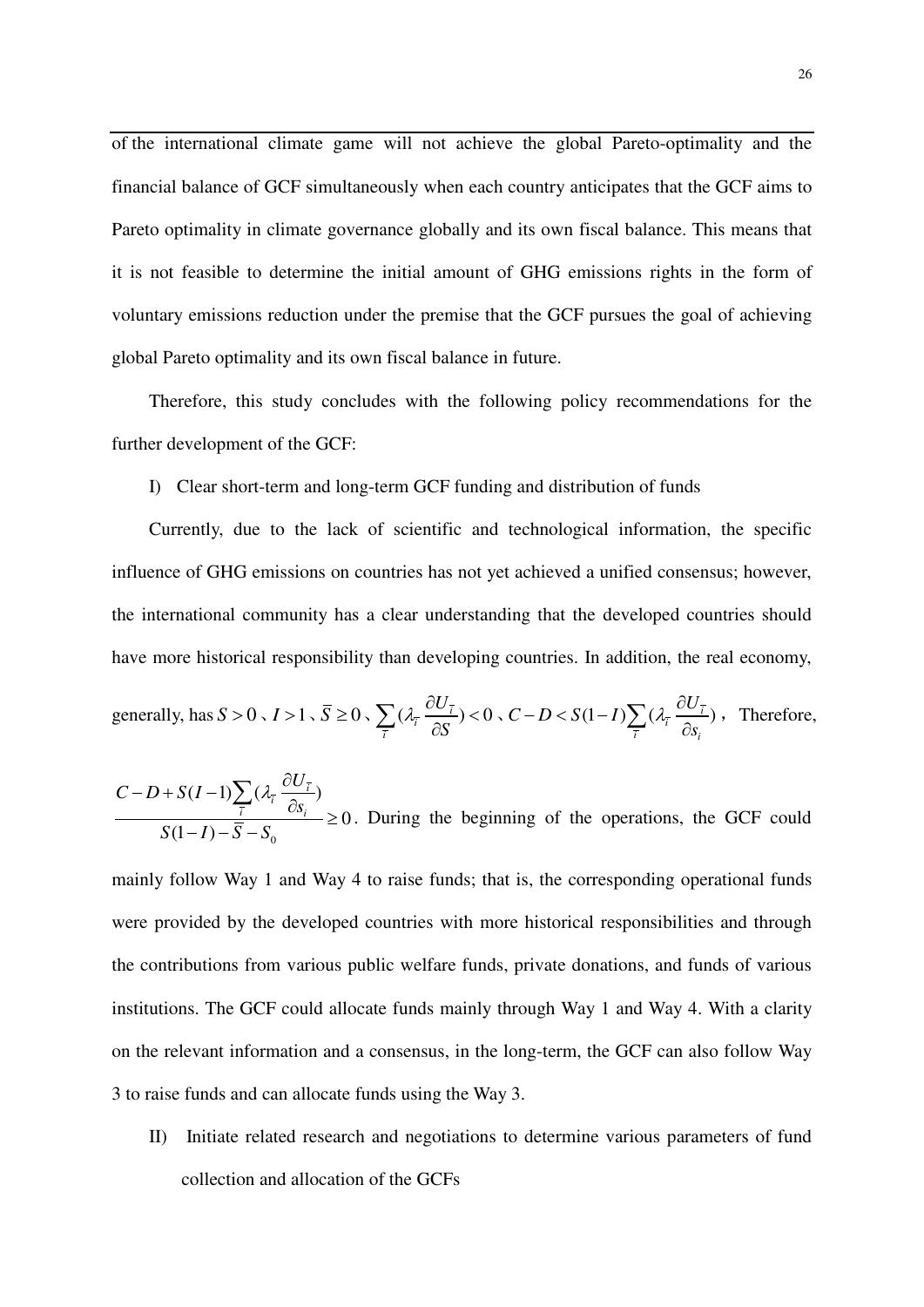of the international climate game will not achieve the global Pareto-optimality and the financial balance of GCF simultaneously when each country anticipates that the GCF aims to Pareto optimality in climate governance globally and its own fiscal balance. This means that it is not feasible to determine the initial amount of GHG emissions rights in the form of voluntary emissions reduction under the premise that the GCF pursues the goal of achieving global Pareto optimality and its own fiscal balance in future.

Therefore, this study concludes with the following policy recommendations for the further development of the GCF:

I) Clear short-term and long-term GCF funding and distribution of funds

Currently, due to the lack of scientific and technological information, the specific influence of GHG emissions on countries has not yet achieved a unified consensus; however, the international community has a clear understanding that the developed countries should have more historical responsibility than developing countries. In addition, the real economy, generally, has $S > 0$、$I > 1$、$\bar{S} \geq 0$、$\sum_{\bar{i}} (\lambda_{\bar{i}} \frac{\partial U_{\bar{i}}}{\partial S}) < 0$、$C - D < S(1-I)\sum_{\bar{i}} (\lambda_{\bar{i}} \frac{\partial U_{\bar{i}}}{\partial s_i})$， Therefore, $\frac{C - D + S(I-1)\sum_{\bar{i}} (\lambda_{\bar{i}} \frac{\partial U_{\bar{i}}}{\partial s_i})}{S(1-I) - \bar{S} - S_0} \geq 0$. During the beginning of the operations, the GCF could mainly follow Way 1 and Way 4 to raise funds; that is, the corresponding operational funds were provided by the developed countries with more historical responsibilities and through the contributions from various public welfare funds, private donations, and funds of various institutions. The GCF could allocate funds mainly through Way 1 and Way 4. With a clarity on the relevant information and a consensus, in the long-term, the GCF can also follow Way 3 to raise funds and can allocate funds using the Way 3.

II) Initiate related research and negotiations to determine various parameters of fund collection and allocation of the GCFs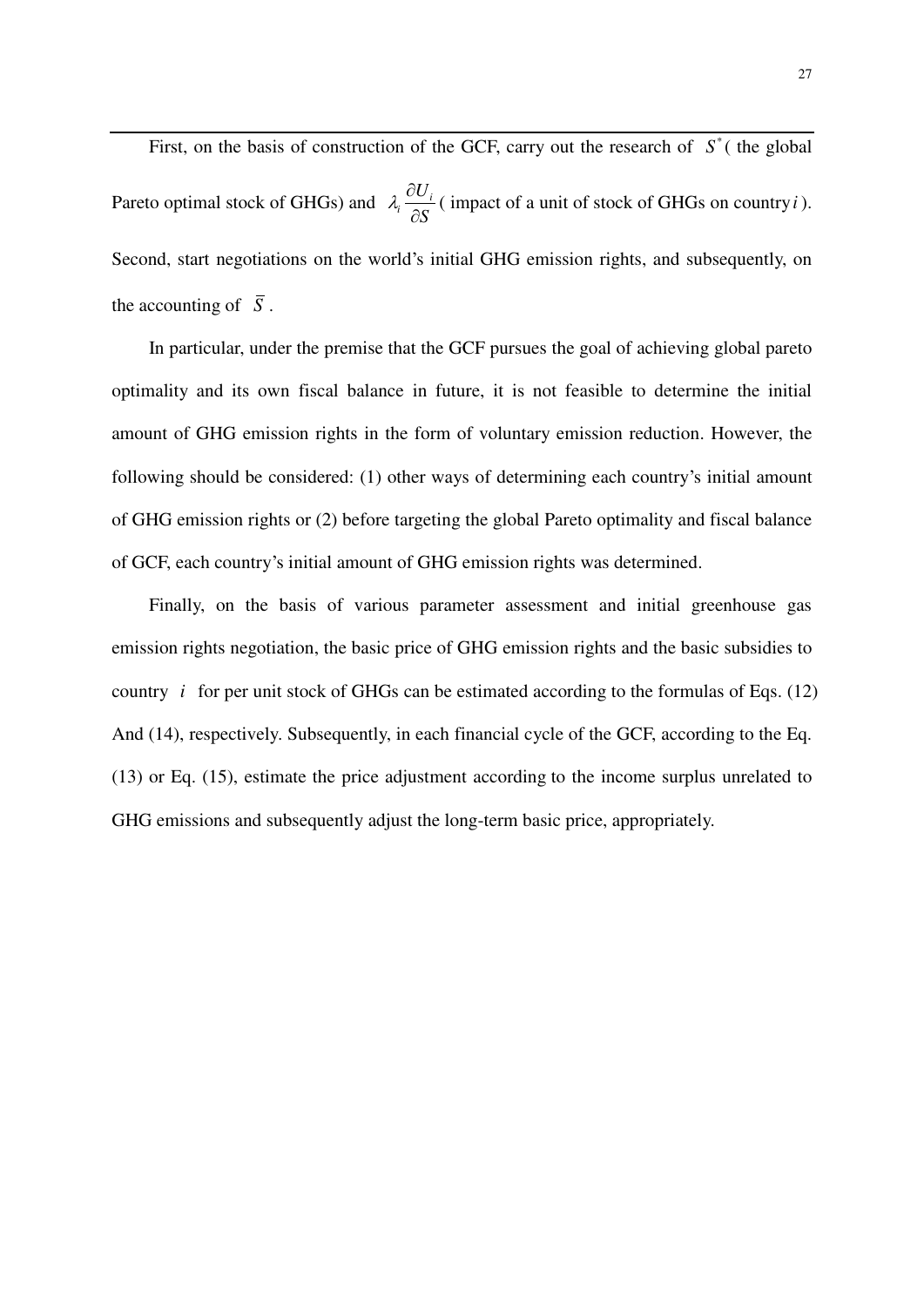First, on the basis of construction of the GCF, carry out the research of $S^*$ ( the global Pareto optimal stock of GHGs) and $\lambda_i \frac{\partial U_i}{\partial S}$ ( impact of a unit of stock of GHGs on country $i$ ). Second, start negotiations on the world's initial GHG emission rights, and subsequently, on the accounting of $\overline{S}$ .

In particular, under the premise that the GCF pursues the goal of achieving global pareto optimality and its own fiscal balance in future, it is not feasible to determine the initial amount of GHG emission rights in the form of voluntary emission reduction. However, the following should be considered: (1) other ways of determining each country's initial amount of GHG emission rights or (2) before targeting the global Pareto optimality and fiscal balance of GCF, each country's initial amount of GHG emission rights was determined.

Finally, on the basis of various parameter assessment and initial greenhouse gas emission rights negotiation, the basic price of GHG emission rights and the basic subsidies to country $i$ for per unit stock of GHGs can be estimated according to the formulas of Eqs. (12) And (14), respectively. Subsequently, in each financial cycle of the GCF, according to the Eq. (13) or Eq. (15), estimate the price adjustment according to the income surplus unrelated to GHG emissions and subsequently adjust the long-term basic price, appropriately.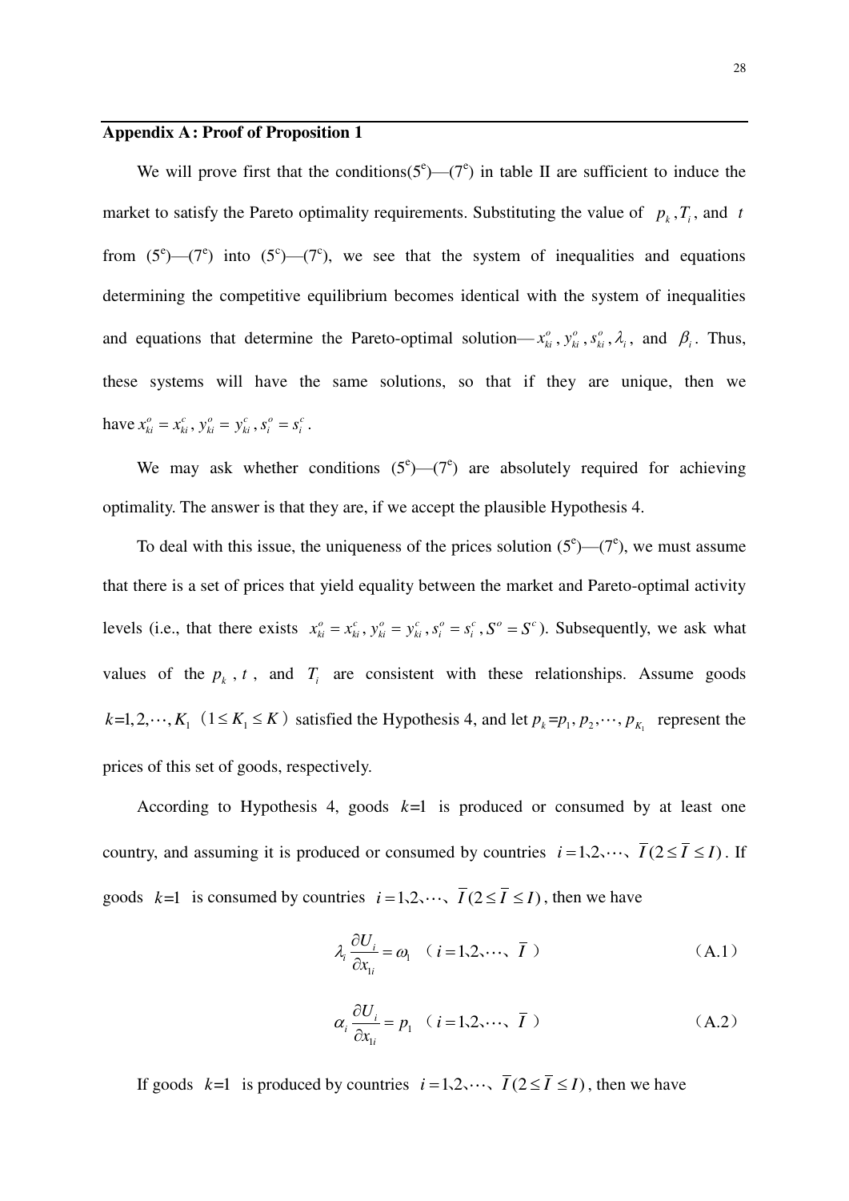## Appendix A: Proof of Proposition 1

We will prove first that the conditions($5^e$)—($7^e$) in table II are sufficient to induce the market to satisfy the Pareto optimality requirements. Substituting the value of $p_k, T_i$, and $t$ from ($5^e$)—($7^e$) into ($5^c$)—($7^c$), we see that the system of inequalities and equations determining the competitive equilibrium becomes identical with the system of inequalities and equations that determine the Pareto-optimal solution—$x_{ki}^o, y_{ki}^o, s_{ki}^o, \lambda_i$, and $\beta_i$. Thus, these systems will have the same solutions, so that if they are unique, then we have $x_{ki}^o = x_{ki}^c, y_{ki}^o = y_{ki}^c, s_i^o = s_i^c$.

We may ask whether conditions ($5^e$)—($7^e$) are absolutely required for achieving optimality. The answer is that they are, if we accept the plausible Hypothesis 4.

To deal with this issue, the uniqueness of the prices solution ($5^e$)—($7^e$), we must assume that there is a set of prices that yield equality between the market and Pareto-optimal activity levels (i.e., that there exists $x_{ki}^o = x_{ki}^c, y_{ki}^o = y_{ki}^c, s_i^o = s_i^c, S^o = S^c$). Subsequently, we ask what values of the $p_k$, $t$, and $T_i$ are consistent with these relationships. Assume goods $k=1,2,\cdots,K_1$ ($1 \le K_1 \le K$) satisfied the Hypothesis 4, and let $p_k = p_1, p_2, \cdots, p_{K_1}$ represent the prices of this set of goods, respectively.

According to Hypothesis 4, goods $k=1$ is produced or consumed by at least one country, and assuming it is produced or consumed by countries $i=1、2、\cdots、\bar{I}\,(2 \le \bar{I} \le I)$. If goods $k=1$ is consumed by countries $i=1、2、\cdots、\bar{I}\,(2 \le \bar{I} \le I)$, then we have

$$\lambda_i \frac{\partial U_i}{\partial x_{1i}} = \omega_1 \quad (i=1、2、\cdots、\bar{I}) \tag{A.1}$$

$$\alpha_i \frac{\partial U_i}{\partial x_{1i}} = p_1 \quad (i=1、2、\cdots、\bar{I}) \tag{A.2}$$

If goods $k=1$ is produced by countries $i=1、2、\cdots、\bar{I}\,(2 \le \bar{I} \le I)$, then we have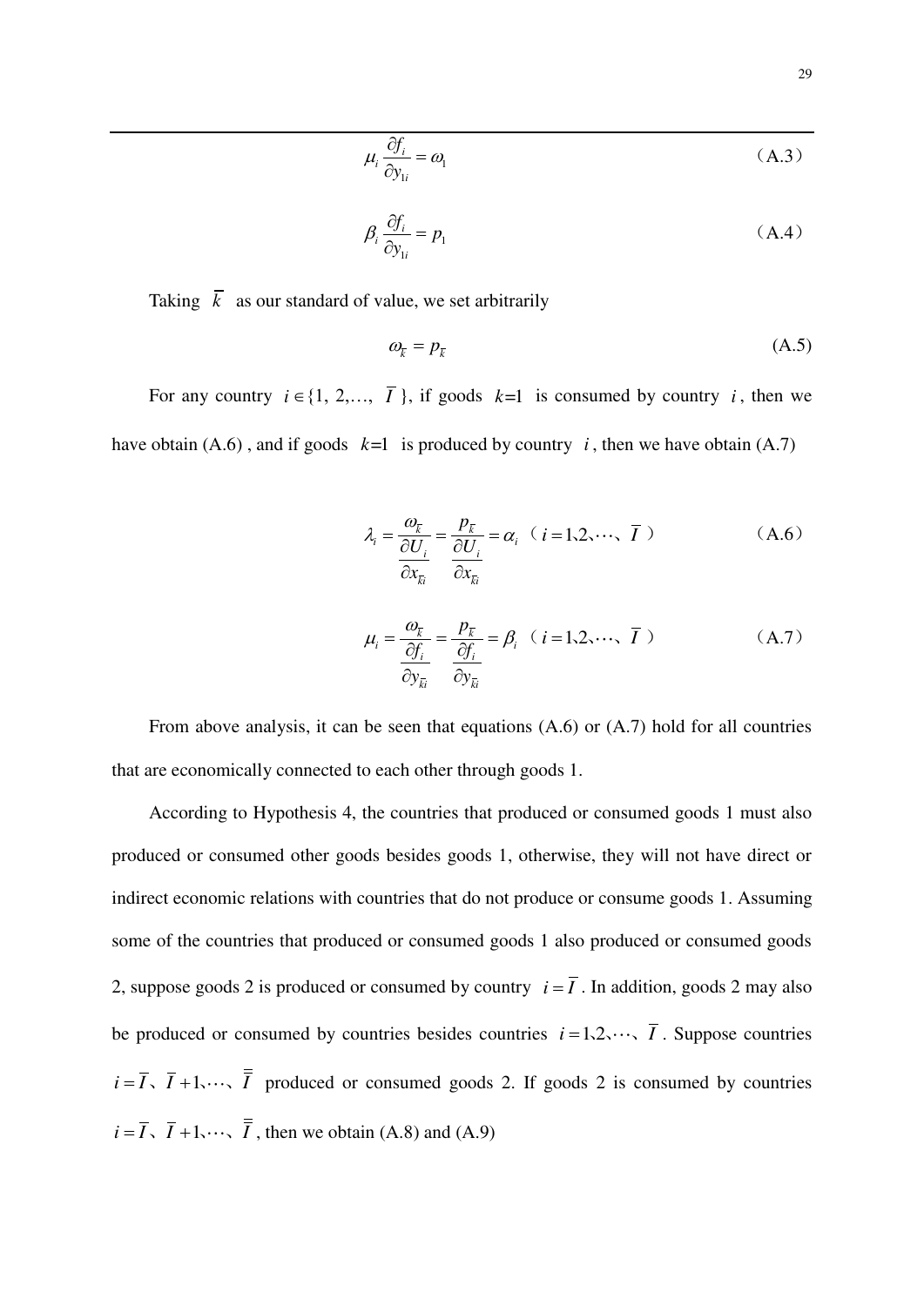$$\mu_i \frac{\partial f_i}{\partial y_{1i}} = \omega_1 \tag{A.3}$$

$$\beta_i \frac{\partial f_i}{\partial y_{1i}} = p_1 \tag{A.4}$$

Taking $\bar{k}$ as our standard of value, we set arbitrarily

$$\omega_{\bar{k}} = p_{\bar{k}} \tag{A.5}$$

For any country $i \in \{1, 2, \ldots, \bar{I}\}$, if goods $k=1$ is consumed by country $i$, then we have obtain (A.6) , and if goods $k=1$ is produced by country $i$, then we have obtain (A.7)

$$\lambda_i = \frac{\omega_{\bar{k}}}{\frac{\partial U_i}{\partial x_{\bar{k}i}}} = \frac{p_{\bar{k}}}{\frac{\partial U_i}{\partial x_{\bar{k}i}}} = \alpha_i \quad (i = 1、2、\cdots、\bar{I}) \tag{A.6}$$

$$\mu_i = \frac{\omega_{\bar{k}}}{\frac{\partial f_i}{\partial y_{\bar{k}i}}} = \frac{p_{\bar{k}}}{\frac{\partial f_i}{\partial y_{\bar{k}i}}} = \beta_i \quad (i = 1、2、\cdots、\bar{I}) \tag{A.7}$$

From above analysis, it can be seen that equations (A.6) or (A.7) hold for all countries that are economically connected to each other through goods 1.

According to Hypothesis 4, the countries that produced or consumed goods 1 must also produced or consumed other goods besides goods 1, otherwise, they will not have direct or indirect economic relations with countries that do not produce or consume goods 1. Assuming some of the countries that produced or consumed goods 1 also produced or consumed goods 2, suppose goods 2 is produced or consumed by country $i = \bar{I}$. In addition, goods 2 may also be produced or consumed by countries besides countries $i = 1、2、\cdots、\bar{I}$. Suppose countries $i = \bar{I}、\bar{I}+1、\cdots、\bar{\bar{I}}$ produced or consumed goods 2. If goods 2 is consumed by countries $i = \bar{I}、\bar{I}+1、\cdots、\bar{\bar{I}}$, then we obtain (A.8) and (A.9)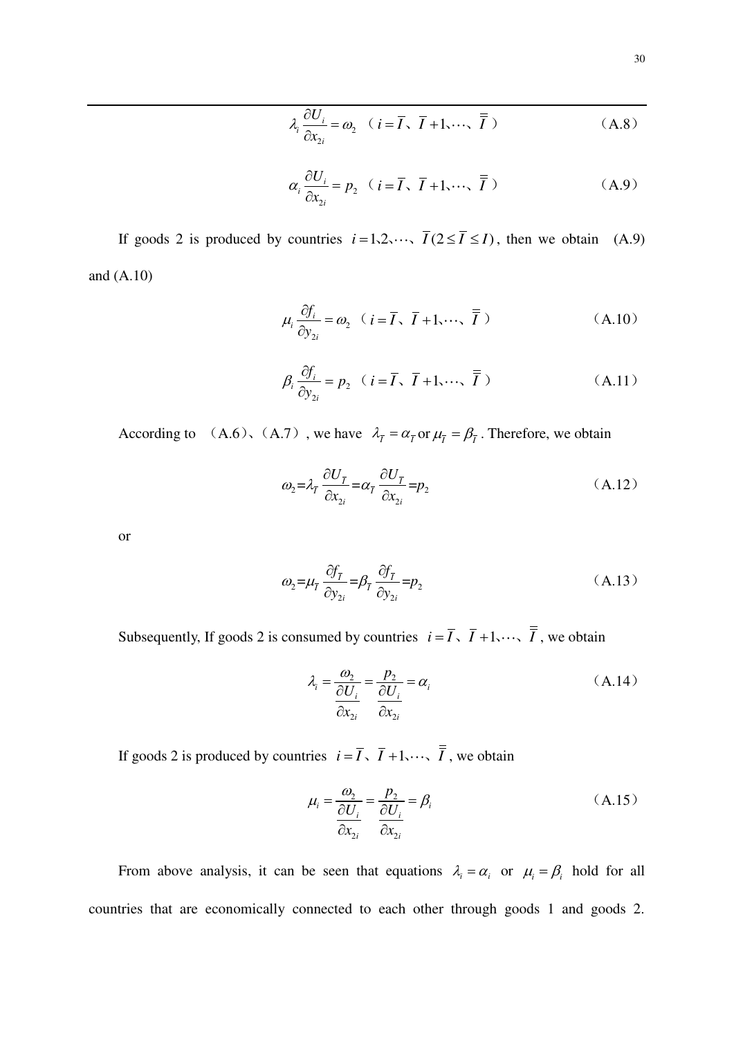$$\lambda_i \frac{\partial U_i}{\partial x_{2i}} = \omega_2 \quad (i = \overline{I}、\overline{I}+1、\cdots、\overline{\overline{I}}) \tag{A.8}$$

$$\alpha_i \frac{\partial U_i}{\partial x_{2i}} = p_2 \quad (i = \overline{I}、\overline{I}+1、\cdots、\overline{\overline{I}}) \tag{A.9}$$

If goods 2 is produced by countries $i = 1、2、\cdots、\overline{I}\,(2 \le \overline{I} \le I)$, then we obtain (A.9) and (A.10)

$$\mu_i \frac{\partial f_i}{\partial y_{2i}} = \omega_2 \quad (i = \overline{I}、\overline{I}+1、\cdots、\overline{\overline{I}}) \tag{A.10}$$

$$\beta_i \frac{\partial f_i}{\partial y_{2i}} = p_2 \quad (i = \overline{I}、\overline{I}+1、\cdots、\overline{\overline{I}}) \tag{A.11}$$

According to （A.6）、（A.7）, we have $\lambda_{\overline{I}} = \alpha_{\overline{I}}$ or $\mu_{\overline{I}} = \beta_{\overline{I}}$. Therefore, we obtain

$$\omega_2 = \lambda_{\overline{I}} \frac{\partial U_{\overline{I}}}{\partial x_{2i}} = \alpha_{\overline{I}} \frac{\partial U_{\overline{I}}}{\partial x_{2i}} = p_2 \tag{A.12}$$

or

$$\omega_2 = \mu_{\overline{I}} \frac{\partial f_{\overline{I}}}{\partial y_{2i}} = \beta_{\overline{I}} \frac{\partial f_{\overline{I}}}{\partial y_{2i}} = p_2 \tag{A.13}$$

Subsequently, If goods 2 is consumed by countries $i = \overline{I}、\overline{I}+1、\cdots、\overline{\overline{I}}$, we obtain

$$\lambda_i = \frac{\omega_2}{\frac{\partial U_i}{\partial x_{2i}}} = \frac{p_2}{\frac{\partial U_i}{\partial x_{2i}}} = \alpha_i \tag{A.14}$$

If goods 2 is produced by countries $i = \overline{I}、\overline{I}+1、\cdots、\overline{\overline{I}}$, we obtain

$$\mu_i = \frac{\omega_2}{\frac{\partial U_i}{\partial x_{2i}}} = \frac{p_2}{\frac{\partial U_i}{\partial x_{2i}}} = \beta_i \tag{A.15}$$

From above analysis, it can be seen that equations $\lambda_i = \alpha_i$ or $\mu_i = \beta_i$ hold for all countries that are economically connected to each other through goods 1 and goods 2.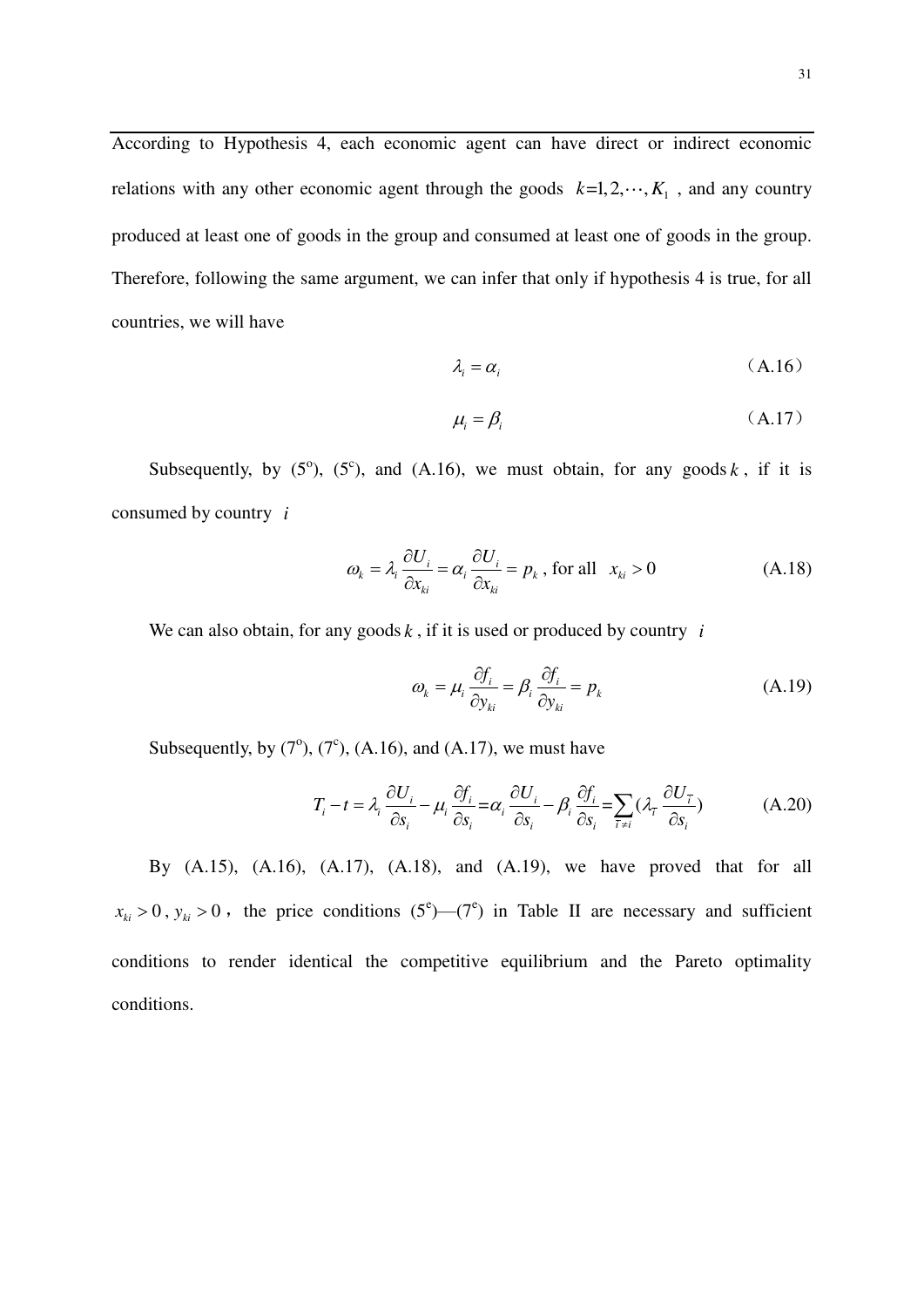According to Hypothesis 4, each economic agent can have direct or indirect economic relations with any other economic agent through the goods $k = 1, 2, \cdots, K_1$, and any country produced at least one of goods in the group and consumed at least one of goods in the group. Therefore, following the same argument, we can infer that only if hypothesis 4 is true, for all countries, we will have

$$\lambda_i = \alpha_i \tag{A.16}$$

$$\mu_i = \beta_i \tag{A.17}$$

Subsequently, by (5$^{o}$), (5$^{c}$), and (A.16), we must obtain, for any goods $k$, if it is consumed by country $i$

$$\omega_k = \lambda_i \frac{\partial U_i}{\partial x_{ki}} = \alpha_i \frac{\partial U_i}{\partial x_{ki}} = p_k \text{ , for all } x_{ki} > 0 \tag{A.18}$$

We can also obtain, for any goods $k$, if it is used or produced by country $i$

$$\omega_k = \mu_i \frac{\partial f_i}{\partial y_{ki}} = \beta_i \frac{\partial f_i}{\partial y_{ki}} = p_k \tag{A.19}$$

Subsequently, by (7$^{o}$), (7$^{c}$), (A.16), and (A.17), we must have

$$T_i - t = \lambda_i \frac{\partial U_i}{\partial s_i} - \mu_i \frac{\partial f_i}{\partial s_i} = \alpha_i \frac{\partial U_i}{\partial s_i} - \beta_i \frac{\partial f_i}{\partial s_i} = \sum_{\bar{i} \neq i} (\lambda_{\bar{i}} \frac{\partial U_{\bar{i}}}{\partial s_i}) \tag{A.20}$$

By (A.15), (A.16), (A.17), (A.18), and (A.19), we have proved that for all $x_{ki} > 0$, $y_{ki} > 0$, the price conditions (5$^{e}$)—(7$^{e}$) in Table II are necessary and sufficient conditions to render identical the competitive equilibrium and the Pareto optimality conditions.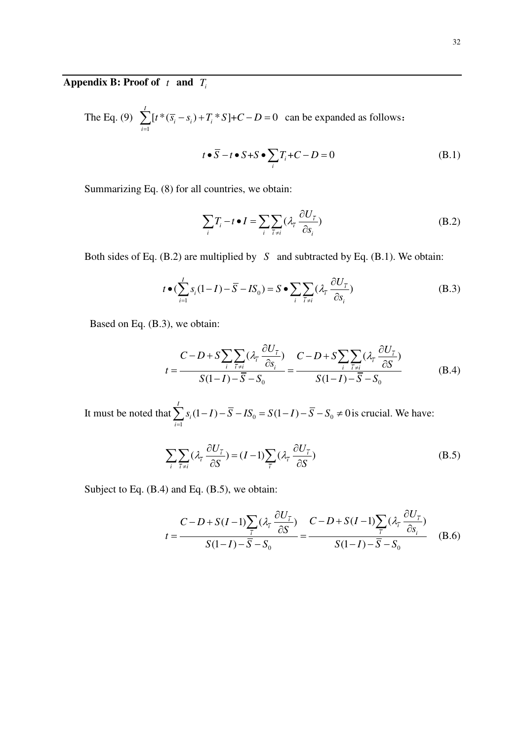## Appendix B: Proof of $t$ and $T_i$

The Eq. (9) $\sum_{i=1}^{I}[t*(\overline{s}_i - s_i)+T_i*S]+C-D=0$ can be expanded as follows：

$$t \bullet \overline{S} - t \bullet S + S \bullet \sum_i T_i + C - D = 0 \tag{B.1}$$

Summarizing Eq. (8) for all countries, we obtain:

$$\sum_i T_i - t \bullet I = \sum_i \sum_{\overline{i} \neq i} (\lambda_{\overline{i}} \frac{\partial U_{\overline{i}}}{\partial s_i}) \tag{B.2}$$

Both sides of Eq. (B.2) are multiplied by $S$ and subtracted by Eq. (B.1). We obtain:

$$t \bullet (\sum_{i=1}^{I} s_i (1-I) - \overline{S} - IS_0) = S \bullet \sum_i \sum_{\overline{i} \neq i} (\lambda_{\overline{i}} \frac{\partial U_{\overline{i}}}{\partial s_i}) \tag{B.3}$$

Based on Eq. (B.3), we obtain:

$$t = \frac{C - D + S \sum_i \sum_{\overline{i} \neq i} (\lambda_{\overline{i}} \frac{\partial U_{\overline{i}}}{\partial s_i})}{S(1-I) - \overline{S} - S_0} = \frac{C - D + S \sum_i \sum_{\overline{i} \neq i} (\lambda_{\overline{i}} \frac{\partial U_{\overline{i}}}{\partial S})}{S(1-I) - \overline{S} - S_0} \tag{B.4}$$

It must be noted that $\sum_{i=1}^{I} s_i(1-I) - \overline{S} - IS_0 = S(1-I) - \overline{S} - S_0 \neq 0$ is crucial. We have:

$$\sum_i \sum_{\overline{i} \neq i} (\lambda_{\overline{i}} \frac{\partial U_{\overline{i}}}{\partial S}) = (I-1) \sum_{\overline{i}} (\lambda_{\overline{i}} \frac{\partial U_{\overline{i}}}{\partial S}) \tag{B.5}$$

Subject to Eq. (B.4) and Eq. (B.5), we obtain:

$$t = \frac{C - D + S(I-1) \sum_{\overline{i}} (\lambda_{\overline{i}} \frac{\partial U_{\overline{i}}}{\partial S})}{S(1-I) - \overline{S} - S_0} = \frac{C - D + S(I-1) \sum_{\overline{i}} (\lambda_{\overline{i}} \frac{\partial U_{\overline{i}}}{\partial s_i})}{S(1-I) - \overline{S} - S_0} \tag{B.6}$$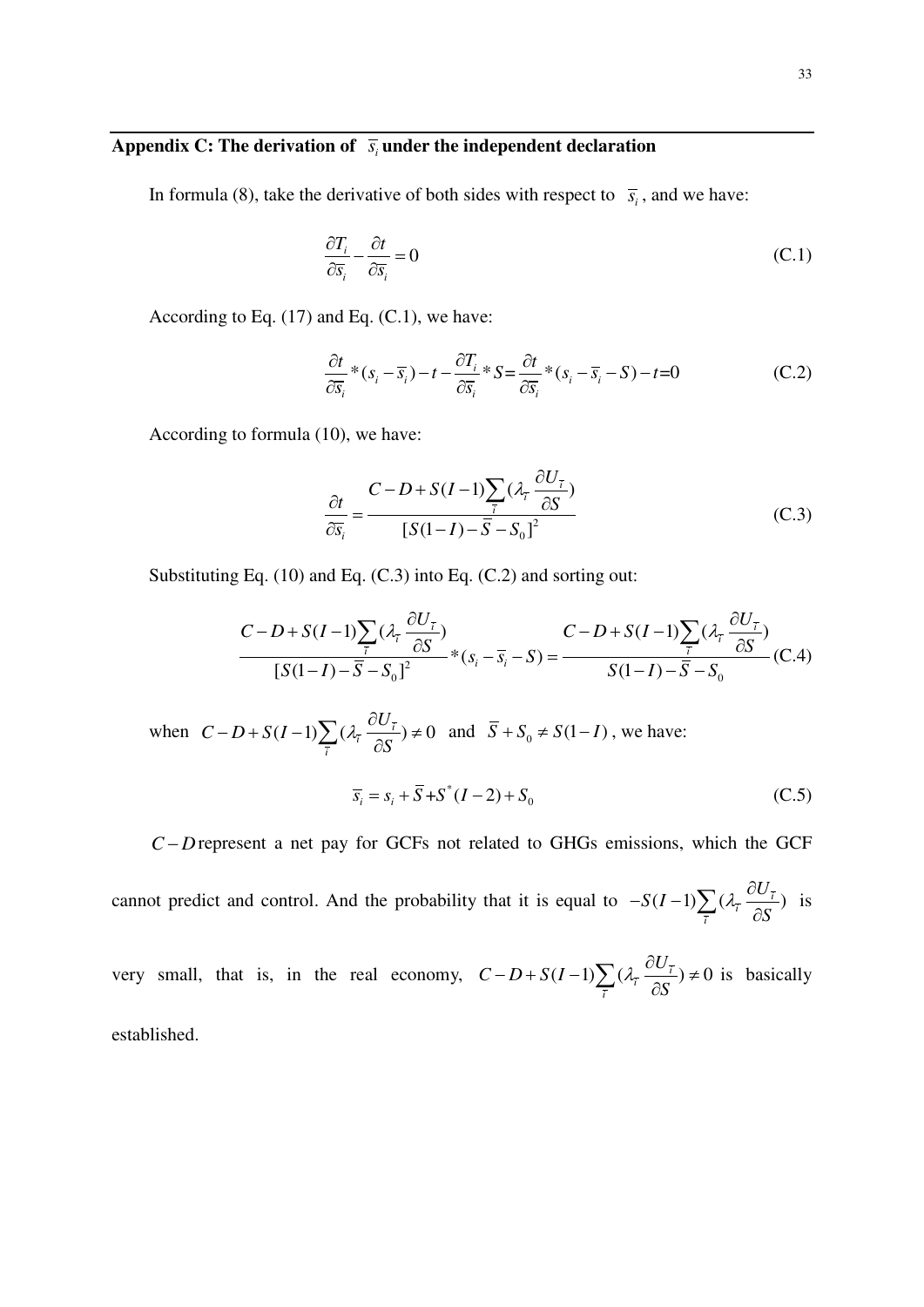## Appendix C: The derivation of $\overline{s_i}$ under the independent declaration

In formula (8), take the derivative of both sides with respect to $\overline{s_i}$, and we have:

$$\frac{\partial T_i}{\partial \overline{s_i}} - \frac{\partial t}{\partial \overline{s_i}} = 0 \tag{C.1}$$

According to Eq. (17) and Eq. (C.1), we have:

$$\frac{\partial t}{\partial \overline{s_i}} * (s_i - \overline{s_i}) - t - \frac{\partial T_i}{\partial \overline{s_i}} * S = \frac{\partial t}{\partial \overline{s_i}} * (s_i - \overline{s_i} - S) - t = 0 \tag{C.2}$$

According to formula (10), we have:

$$\frac{\partial t}{\partial \overline{s_i}} = \frac{C - D + S(I-1)\sum_{\tilde{\tau}} (\lambda_{\tilde{\tau}} \frac{\partial U_{\tilde{\tau}}}{\partial S})}{[S(1-I) - \overline{S} - S_0]^2} \tag{C.3}$$

Substituting Eq. (10) and Eq. (C.3) into Eq. (C.2) and sorting out:

$$\frac{C - D + S(I-1)\sum_{\tilde{\tau}} (\lambda_{\tilde{\tau}} \frac{\partial U_{\tilde{\tau}}}{\partial S})}{[S(1-I) - \overline{S} - S_0]^2} * (s_i - \overline{s_i} - S) = \frac{C - D + S(I-1)\sum_{\tilde{\tau}} (\lambda_{\tilde{\tau}} \frac{\partial U_{\tilde{\tau}}}{\partial S})}{S(1-I) - \overline{S} - S_0} \tag{C.4}$$

when $C - D + S(I-1)\sum_{\tilde{\tau}} (\lambda_{\tilde{\tau}} \frac{\partial U_{\tilde{\tau}}}{\partial S}) \neq 0$ and $\overline{S} + S_0 \neq S(1-I)$, we have:

$$\overline{s_i} = s_i + \overline{S} + S^*(I-2) + S_0 \tag{C.5}$$

$C - D$ represent a net pay for GCFs not related to GHGs emissions, which the GCF cannot predict and control. And the probability that it is equal to $-S(I-1)\sum_{\tilde{\tau}} (\lambda_{\tilde{\tau}} \frac{\partial U_{\tilde{\tau}}}{\partial S})$ is very small, that is, in the real economy, $C - D + S(I-1)\sum_{\tilde{\tau}} (\lambda_{\tilde{\tau}} \frac{\partial U_{\tilde{\tau}}}{\partial S}) \neq 0$ is basically established.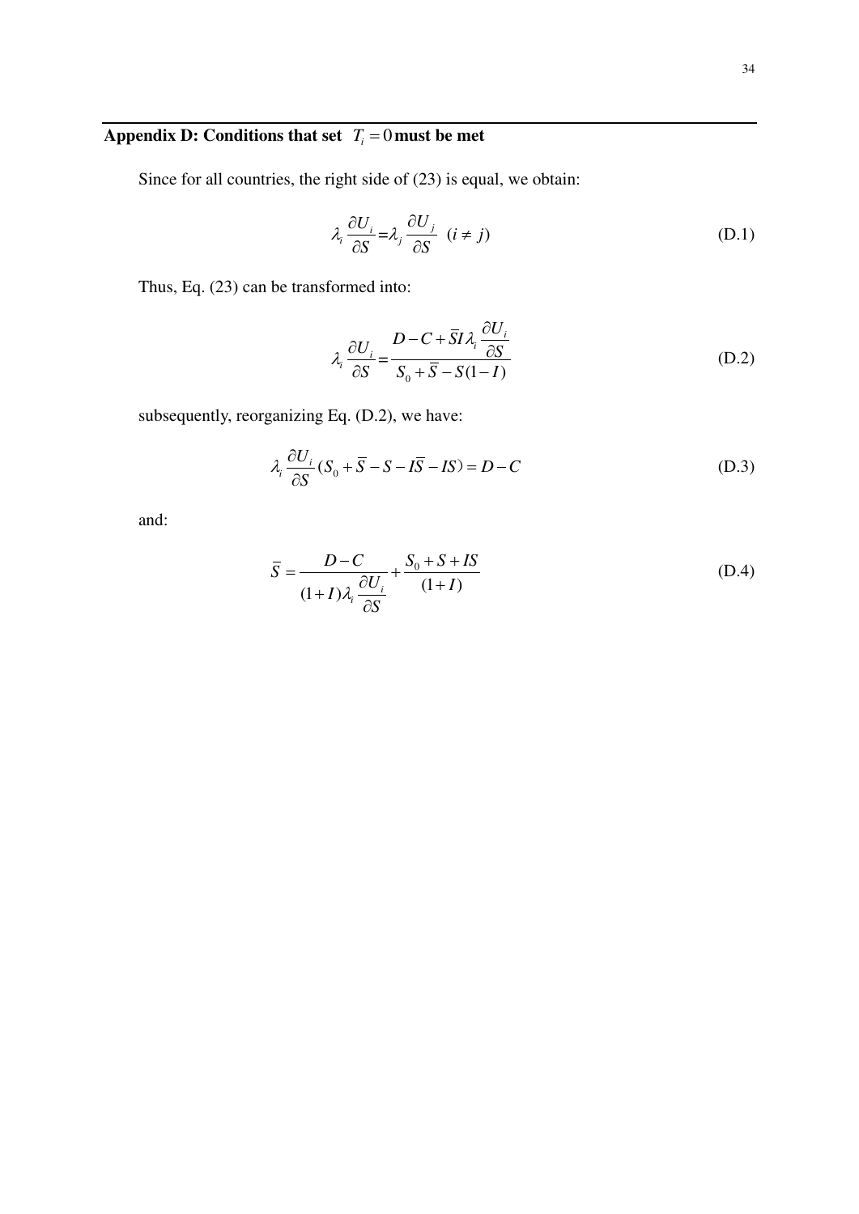## Appendix D: Conditions that set $T_i = 0$ must be met

Since for all countries, the right side of (23) is equal, we obtain:

$$\lambda_i \frac{\partial U_i}{\partial S} = \lambda_j \frac{\partial U_j}{\partial S} \quad (i \neq j) \tag{D.1}$$

Thus, Eq. (23) can be transformed into:

$$\lambda_i \frac{\partial U_i}{\partial S} = \frac{D - C + \overline{S} I \lambda_i \frac{\partial U_i}{\partial S}}{S_0 + \overline{S} - S(1-I)} \tag{D.2}$$

subsequently, reorganizing Eq. (D.2), we have:

$$\lambda_i \frac{\partial U_i}{\partial S}(S_0 + \overline{S} - S - I\overline{S} - IS) = D - C \tag{D.3}$$

and:

$$\overline{S} = \frac{D - C}{(1+I)\lambda_i \frac{\partial U_i}{\partial S}} + \frac{S_0 + S + IS}{(1+I)} \tag{D.4}$$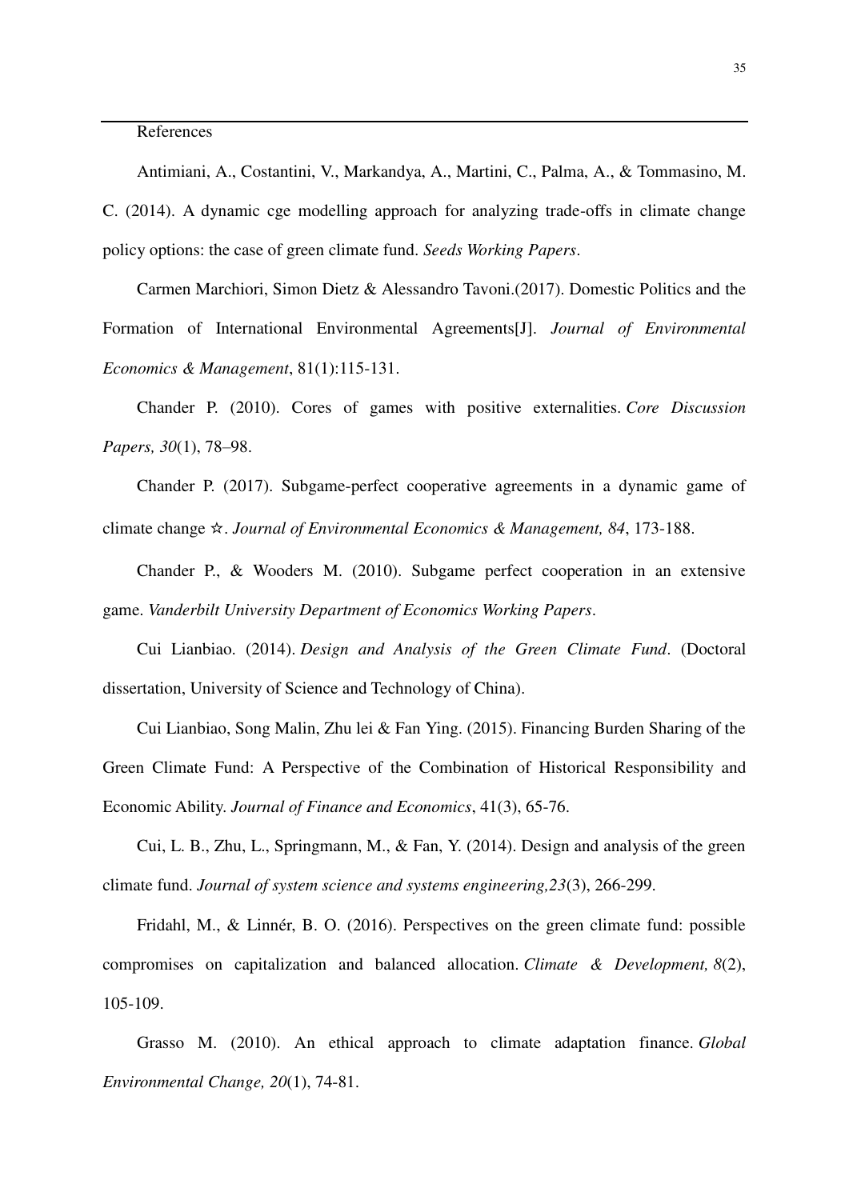References

Antimiani, A., Costantini, V., Markandya, A., Martini, C., Palma, A., & Tommasino, M. C. (2014). A dynamic cge modelling approach for analyzing trade-offs in climate change policy options: the case of green climate fund. *Seeds Working Papers*.

Carmen Marchiori, Simon Dietz & Alessandro Tavoni.(2017). Domestic Politics and the Formation of International Environmental Agreements[J]. *Journal of Environmental Economics & Management*, 81(1):115-131.

Chander P. (2010). Cores of games with positive externalities. *Core Discussion Papers, 30*(1), 78–98.

Chander P. (2017). Subgame-perfect cooperative agreements in a dynamic game of climate change ☆. *Journal of Environmental Economics & Management, 84*, 173-188.

Chander P., & Wooders M. (2010). Subgame perfect cooperation in an extensive game. *Vanderbilt University Department of Economics Working Papers*.

Cui Lianbiao. (2014). *Design and Analysis of the Green Climate Fund*. (Doctoral dissertation, University of Science and Technology of China).

Cui Lianbiao, Song Malin, Zhu lei & Fan Ying. (2015). Financing Burden Sharing of the Green Climate Fund: A Perspective of the Combination of Historical Responsibility and Economic Ability. *Journal of Finance and Economics*, 41(3), 65-76.

Cui, L. B., Zhu, L., Springmann, M., & Fan, Y. (2014). Design and analysis of the green climate fund. *Journal of system science and systems engineering,23*(3), 266-299.

Fridahl, M., & Linnér, B. O. (2016). Perspectives on the green climate fund: possible compromises on capitalization and balanced allocation. *Climate & Development, 8*(2), 105-109.

Grasso M. (2010). An ethical approach to climate adaptation finance. *Global Environmental Change, 20*(1), 74-81.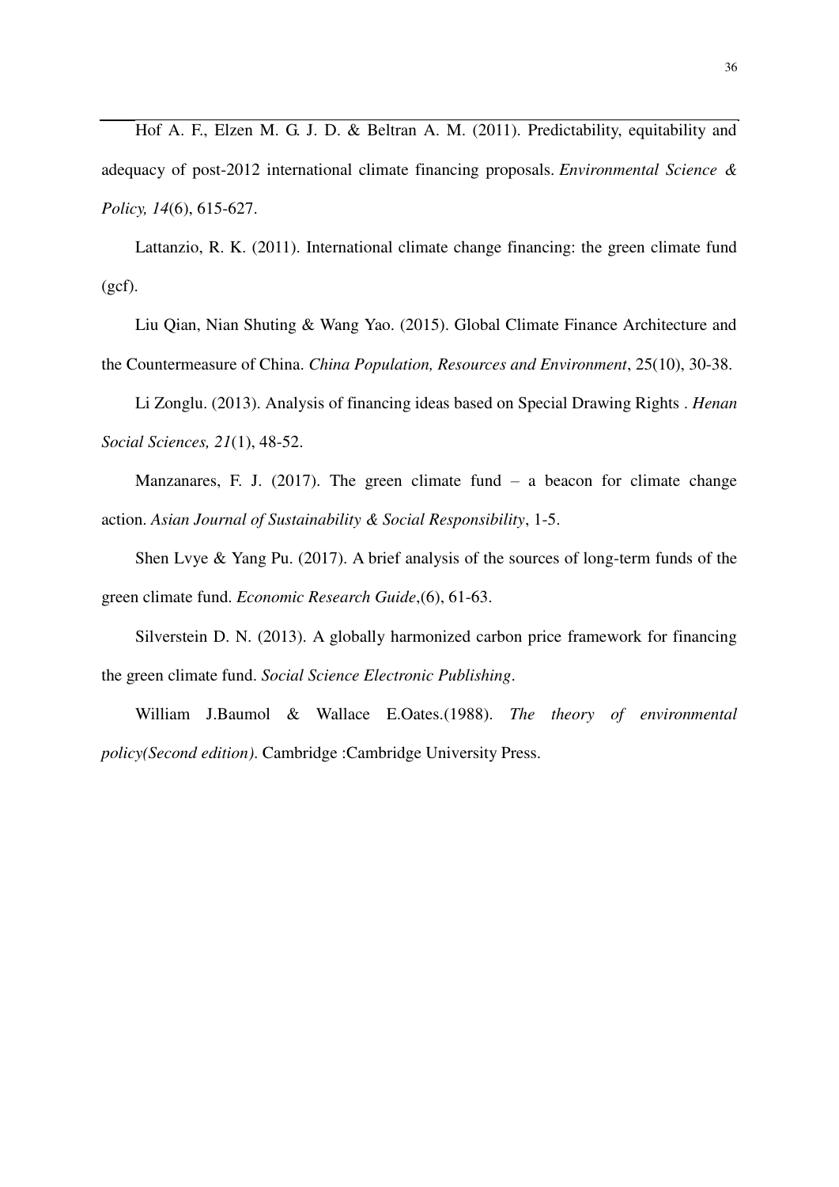Hof A. F., Elzen M. G. J. D. & Beltran A. M. (2011). Predictability, equitability and adequacy of post-2012 international climate financing proposals. *Environmental Science & Policy, 14*(6), 615-627.

Lattanzio, R. K. (2011). International climate change financing: the green climate fund (gcf).

Liu Qian, Nian Shuting & Wang Yao. (2015). Global Climate Finance Architecture and the Countermeasure of China. *China Population, Resources and Environment*, 25(10), 30-38.

Li Zonglu. (2013). Analysis of financing ideas based on Special Drawing Rights . *Henan Social Sciences, 21*(1), 48-52.

Manzanares, F. J. (2017). The green climate fund – a beacon for climate change action. *Asian Journal of Sustainability & Social Responsibility*, 1-5.

Shen Lvye & Yang Pu. (2017). A brief analysis of the sources of long-term funds of the green climate fund. *Economic Research Guide*,(6), 61-63.

Silverstein D. N. (2013). A globally harmonized carbon price framework for financing the green climate fund. *Social Science Electronic Publishing*.

William J.Baumol & Wallace E.Oates.(1988). *The theory of environmental policy(Second edition)*. Cambridge :Cambridge University Press.